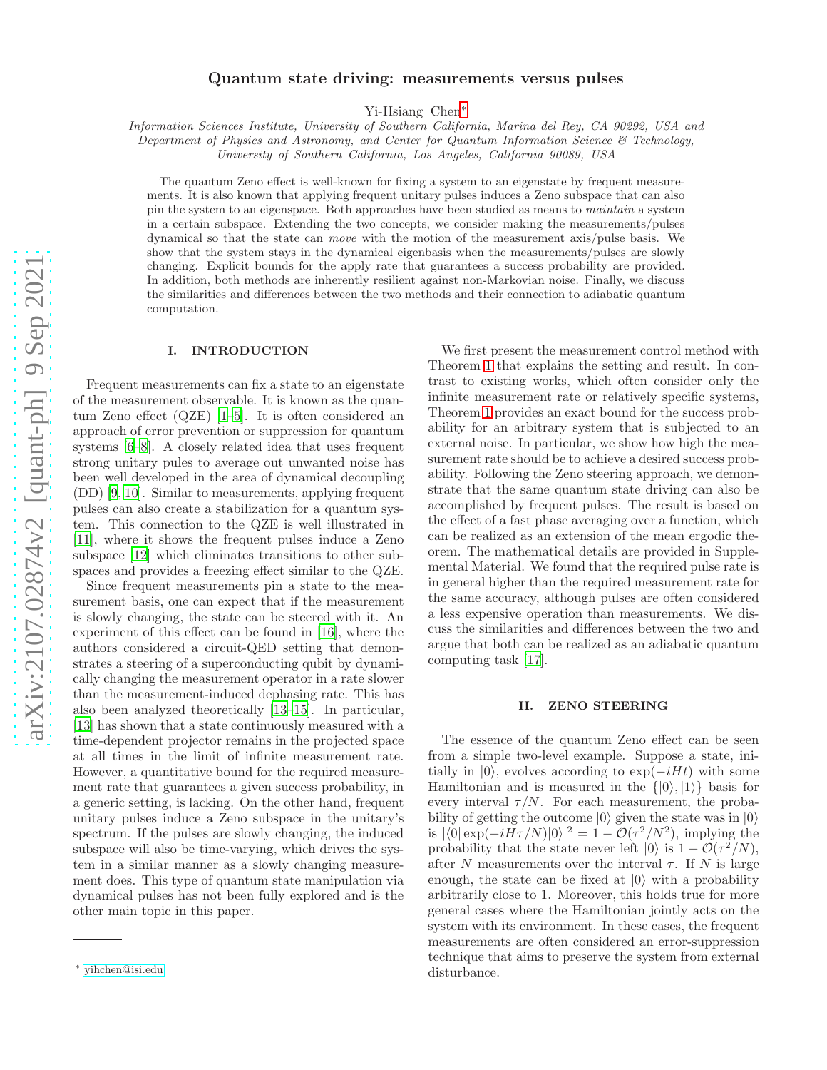# Quantum state driving: measurements versus pulses

Yi-Hsiang Chen*

*Information Sciences Institute, University of Southern California, Marina del Rey, CA 90292, USA and Department of Physics and Astronomy, and Center for Quantum Information Science & Technology, University of Southern California, Los Angeles, California 90089, USA*

The quantum Zeno effect is well-known for fixing a system to an eigenstate by frequent measurements. It is also known that applying frequent unitary pulses induces a Zeno subspace that can also pin the system to an eigenspace. Both approaches have been studied as means to *maintain* a system in a certain subspace. Extending the two concepts, we consider making the measurements/pulses dynamical so that the state can *move* with the motion of the measurement axis/pulse basis. We show that the system stays in the dynamical eigenbasis when the measurements/pulses are slowly changing. Explicit bounds for the apply rate that guarantees a success probability are provided. In addition, both methods are inherently resilient against non-Markovian noise. Finally, we discuss the similarities and differences between the two methods and their connection to adiabatic quantum computation.

## I. INTRODUCTION

Frequent measurements can fix a state to an eigenstate of the measurement observable. It is known as the quantum Zeno effect (QZE) [1–5]. It is often considered an approach of error prevention or suppression for quantum systems [6–8]. A closely related idea that uses frequent strong unitary pules to average out unwanted noise has been well developed in the area of dynamical decoupling (DD) [9, 10]. Similar to measurements, applying frequent pulses can also create a stabilization for a quantum system. This connection to the QZE is well illustrated in [11], where it shows the frequent pulses induce a Zeno subspace [12] which eliminates transitions to other subspaces and provides a freezing effect similar to the QZE.

Since frequent measurements pin a state to the measurement basis, one can expect that if the measurement is slowly changing, the state can be steered with it. An experiment of this effect can be found in [16], where the authors considered a circuit-QED setting that demonstrates a steering of a superconducting qubit by dynamically changing the measurement operator in a rate slower than the measurement-induced dephasing rate. This has also been analyzed theoretically [13–15]. In particular, [13] has shown that a state continuously measured with a time-dependent projector remains in the projected space at all times in the limit of infinite measurement rate. However, a quantitative bound for the required measurement rate that guarantees a given success probability, in a generic setting, is lacking. On the other hand, frequent unitary pulses induce a Zeno subspace in the unitary's spectrum. If the pulses are slowly changing, the induced subspace will also be time-varying, which drives the system in a similar manner as a slowly changing measurement does. This type of quantum state manipulation via dynamical pulses has not been fully explored and is the other main topic in this paper.

We first present the measurement control method with Theorem 1 that explains the setting and result. In contrast to existing works, which often consider only the infinite measurement rate or relatively specific systems, Theorem 1 provides an exact bound for the success probability for an arbitrary system that is subjected to an external noise. In particular, we show how high the measurement rate should be to achieve a desired success probability. Following the Zeno steering approach, we demonstrate that the same quantum state driving can also be accomplished by frequent pulses. The result is based on the effect of a fast phase averaging over a function, which can be realized as an extension of the mean ergodic theorem. The mathematical details are provided in Supplemental Material. We found that the required pulse rate is in general higher than the required measurement rate for the same accuracy, although pulses are often considered a less expensive operation than measurements. We discuss the similarities and differences between the two and argue that both can be realized as an adiabatic quantum computing task [17].

## II. ZENO STEERING

The essence of the quantum Zeno effect can be seen from a simple two-level example. Suppose a state, initially in $|0\rangle$, evolves according to $\exp(-iHt)$ with some Hamiltonian and is measured in the $\{|0\rangle, |1\rangle\}$ basis for every interval $\tau/N$. For each measurement, the probability of getting the outcome $|0\rangle$ given the state was in $|0\rangle$ is $|\langle 0|\exp(-iH\tau/N)|0\rangle|^2 = 1 - \mathcal{O}(\tau^2/N^2)$, implying the probability that the state never left $|0\rangle$ is $1 - \mathcal{O}(\tau^2/N)$, after $N$ measurements over the interval $\tau$. If $N$ is large enough, the state can be fixed at $|0\rangle$ with a probability arbitrarily close to 1. Moreover, this holds true for more general cases where the Hamiltonian jointly acts on the system with its environment. In these cases, the frequent measurements are often considered an error-suppression technique that aims to preserve the system from external disturbance.

* yihchen@isi.edu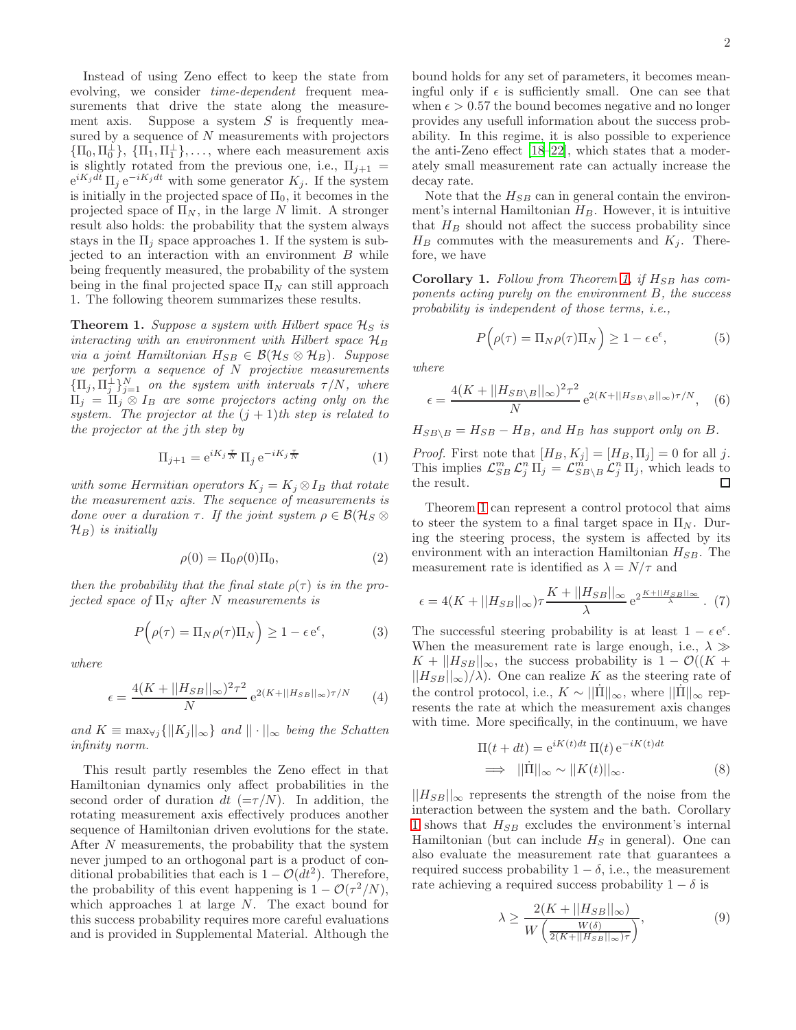Instead of using Zeno effect to keep the state from evolving, we consider *time-dependent* frequent measurements that drive the state along the measurement axis. Suppose a system $S$ is frequently measured by a sequence of $N$ measurements with projectors $\{\Pi_0, \Pi_0^\perp\}$, $\{\Pi_1, \Pi_1^\perp\}, \ldots$, where each measurement axis is slightly rotated from the previous one, i.e., $\Pi_{j+1} = \mathrm{e}^{iK_j dt}\,\Pi_j\,\mathrm{e}^{-iK_j dt}$ with some generator $K_j$. If the system is initially in the projected space of $\Pi_0$, it becomes in the projected space of $\Pi_N$, in the large $N$ limit. A stronger result also holds: the probability that the system always stays in the $\Pi_j$ space approaches 1. If the system is subjected to an interaction with an environment $B$ while being frequently measured, the probability of the system being in the final projected space $\Pi_N$ can still approach 1. The following theorem summarizes these results.

**Theorem 1.** *Suppose a system with Hilbert space $\mathcal{H}_S$ is interacting with an environment with Hilbert space $\mathcal{H}_B$ via a joint Hamiltonian $H_{SB} \in \mathcal{B}(\mathcal{H}_S \otimes \mathcal{H}_B)$. Suppose we perform a sequence of $N$ projective measurements $\{\Pi_j, \Pi_j^\perp\}_{j=1}^N$ on the system with intervals $\tau/N$, where $\Pi_j = \Pi_j \otimes I_B$ are some projectors acting only on the system. The projector at the $(j+1)$th step is related to the projector at the $j$th step by*

$$\Pi_{j+1} = \mathrm{e}^{iK_j \frac{\tau}{N}}\,\Pi_j\,\mathrm{e}^{-iK_j \frac{\tau}{N}} \tag{1}$$

*with some Hermitian operators $K_j = K_j \otimes I_B$ that rotate the measurement axis. The sequence of measurements is done over a duration $\tau$. If the joint system $\rho \in \mathcal{B}(\mathcal{H}_S \otimes \mathcal{H}_B)$ is initially*

$$\rho(0) = \Pi_0 \rho(0) \Pi_0, \tag{2}$$

*then the probability that the final state $\rho(\tau)$ is in the projected space of $\Pi_N$ after $N$ measurements is*

$$P\Big(\rho(\tau) = \Pi_N \rho(\tau) \Pi_N\Big) \geq 1 - \epsilon\,\mathrm{e}^{\epsilon}, \tag{3}$$

*where*

$$\epsilon = \frac{4(K + ||H_{SB}||_\infty)^2 \tau^2}{N}\,\mathrm{e}^{2(K+||H_{SB}||_\infty)\tau/N} \tag{4}$$

*and $K \equiv \max_{\forall j}\{||K_j||_\infty\}$ and $||\cdot||_\infty$ being the Schatten infinity norm.*

This result partly resembles the Zeno effect in that Hamiltonian dynamics only affect probabilities in the second order of duration $dt$ ($=\tau/N$). In addition, the rotating measurement axis effectively produces another sequence of Hamiltonian driven evolutions for the state. After $N$ measurements, the probability that the system never jumped to an orthogonal part is a product of conditional probabilities that each is $1 - \mathcal{O}(dt^2)$. Therefore, the probability of this event happening is $1 - \mathcal{O}(\tau^2/N)$, which approaches 1 at large $N$. The exact bound for this success probability requires more careful evaluations and is provided in Supplemental Material. Although the bound holds for any set of parameters, it becomes meaningful only if $\epsilon$ is sufficiently small. One can see that when $\epsilon > 0.57$ the bound becomes negative and no longer provides any usefull information about the success probability. In this regime, it is also possible to experience the anti-Zeno effect [18–22], which states that a moderately small measurement rate can actually increase the decay rate.

Note that the $H_{SB}$ can in general contain the environment's internal Hamiltonian $H_B$. However, it is intuitive that $H_B$ should not affect the success probability since $H_B$ commutes with the measurements and $K_j$. Therefore, we have

**Corollary 1.** *Follow from Theorem 1, if $H_{SB}$ has components acting purely on the environment $B$, the success probability is independent of those terms, i.e.,*

$$P\Big(\rho(\tau) = \Pi_N \rho(\tau) \Pi_N\Big) \geq 1 - \epsilon\,\mathrm{e}^{\epsilon}, \tag{5}$$

*where*

$$\epsilon = \frac{4(K + ||H_{SB\backslash B}||_\infty)^2 \tau^2}{N}\,\mathrm{e}^{2(K+||H_{SB\backslash B}||_\infty)\tau/N}, \tag{6}$$

*$H_{SB\backslash B} = H_{SB} - H_B$, and $H_B$ has support only on $B$.*

*Proof.* First note that $[H_B, K_j] = [H_B, \Pi_j] = 0$ for all $j$. This implies $\mathcal{L}_{SB}^m\,\mathcal{L}_j^n\,\Pi_j = \mathcal{L}_{SB\backslash B}^m\,\mathcal{L}_j^n\,\Pi_j$, which leads to the result. $\square$

Theorem 1 can represent a control protocol that aims to steer the system to a final target space in $\Pi_N$. During the steering process, the system is affected by its environment with an interaction Hamiltonian $H_{SB}$. The measurement rate is identified as $\lambda = N/\tau$ and

$$\epsilon = 4(K + ||H_{SB}||_\infty)\tau \frac{K + ||H_{SB}||_\infty}{\lambda}\,\mathrm{e}^{2\frac{K+||H_{SB}||_\infty}{\lambda}}. \tag{7}$$

The successful steering probability is at least $1 - \epsilon\,\mathrm{e}^{\epsilon}$. When the measurement rate is large enough, i.e., $\lambda \gg K + ||H_{SB}||_\infty$, the success probability is $1 - \mathcal{O}((K + ||H_{SB}||_\infty)/\lambda)$. One can realize $K$ as the steering rate of the control protocol, i.e., $K \sim ||\dot{\Pi}||_\infty$, where $||\dot{\Pi}||_\infty$ represents the rate at which the measurement axis changes with time. More specifically, in the continuum, we have

$$\begin{aligned}
&\Pi(t+dt) = \mathrm{e}^{iK(t)dt}\,\Pi(t)\,\mathrm{e}^{-iK(t)dt} \\
&\implies\ ||\dot{\Pi}||_\infty \sim ||K(t)||_\infty.
\end{aligned} \tag{8}$$

$||H_{SB}||_\infty$ represents the strength of the noise from the interaction between the system and the bath. Corollary 1 shows that $H_{SB}$ excludes the environment's internal Hamiltonian (but can include $H_S$ in general). One can also evaluate the measurement rate that guarantees a required success probability $1 - \delta$, i.e., the measurement rate achieving a required success probability $1 - \delta$ is

$$\lambda \geq \frac{2(K + ||H_{SB}||_\infty)}{W\left(\frac{W(\delta)}{2(K+||H_{SB}||_\infty)\tau}\right)}, \tag{9}$$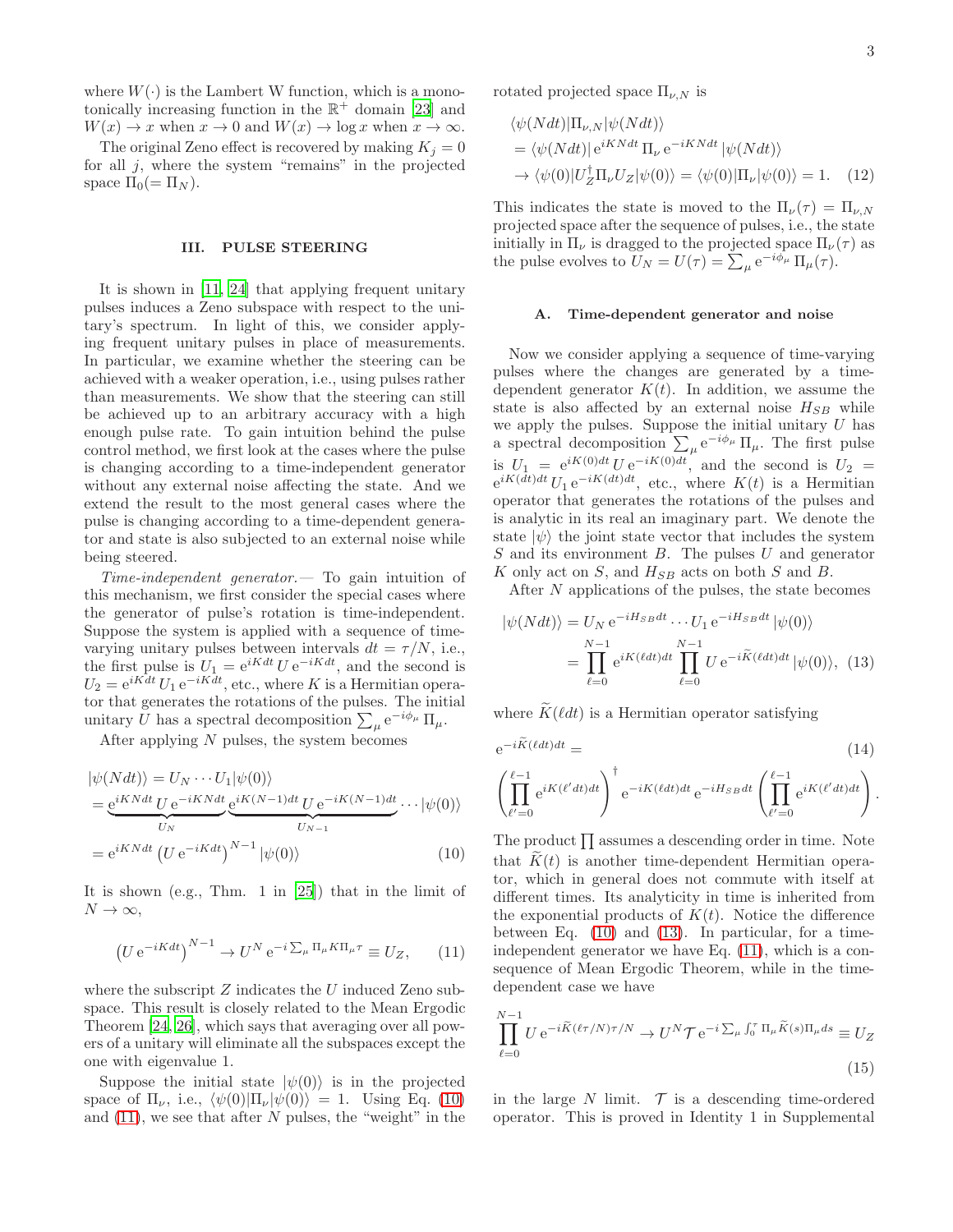where $W(\cdot)$ is the Lambert W function, which is a monotonically increasing function in the $\mathbb{R}^+$ domain [23] and $W(x) \to x$ when $x \to 0$ and $W(x) \to \log x$ when $x \to \infty$.

The original Zeno effect is recovered by making $K_j = 0$ for all $j$, where the system "remains" in the projected space $\Pi_0 (= \Pi_N)$.

## III. PULSE STEERING

It is shown in [11, 24] that applying frequent unitary pulses induces a Zeno subspace with respect to the unitary's spectrum. In light of this, we consider applying frequent unitary pulses in place of measurements. In particular, we examine whether the steering can be achieved with a weaker operation, i.e., using pulses rather than measurements. We show that the steering can still be achieved up to an arbitrary accuracy with a high enough pulse rate. To gain intuition behind the pulse control method, we first look at the cases where the pulse is changing according to a time-independent generator without any external noise affecting the state. And we extend the result to the most general cases where the pulse is changing according to a time-dependent generator and state is also subjected to an external noise while being steered.

*Time-independent generator.—* To gain intuition of this mechanism, we first consider the special cases where the generator of pulse's rotation is time-independent. Suppose the system is applied with a sequence of time-varying unitary pulses between intervals $dt = \tau/N$, i.e., the first pulse is $U_1 = \mathrm{e}^{iKdt}\, U\, \mathrm{e}^{-iKdt}$, and the second is $U_2 = \mathrm{e}^{iKdt}\, U_1\, \mathrm{e}^{-iKdt}$, etc., where $K$ is a Hermitian operator that generates the rotations of the pulses. The initial unitary $U$ has a spectral decomposition $\sum_\mu \mathrm{e}^{-i\phi_\mu}\, \Pi_\mu$.

After applying $N$ pulses, the system becomes

$$
\begin{aligned}
&|\psi(Ndt)\rangle = U_N \cdots U_1 |\psi(0)\rangle \\
&= \underbrace{\mathrm{e}^{iKNdt}\, U\, \mathrm{e}^{-iKNdt}}_{U_N} \underbrace{\mathrm{e}^{iK(N-1)dt}\, U\, \mathrm{e}^{-iK(N-1)dt}}_{U_{N-1}} \cdots |\psi(0)\rangle \\
&= \mathrm{e}^{iKNdt} \left(U\, \mathrm{e}^{-iKdt}\right)^{N-1} |\psi(0)\rangle
\end{aligned} \tag{10}
$$

It is shown (e.g., Thm. 1 in [25]) that in the limit of $N \to \infty$,

$$
\left(U\, \mathrm{e}^{-iKdt}\right)^{N-1} \to U^N\, \mathrm{e}^{-i\sum_\mu \Pi_\mu K \Pi_\mu \tau} \equiv U_Z, \tag{11}
$$

where the subscript $Z$ indicates the $U$ induced Zeno subspace. This result is closely related to the Mean Ergodic Theorem [24, 26], which says that averaging over all powers of a unitary will eliminate all the subspaces except the one with eigenvalue 1.

Suppose the initial state $|\psi(0)\rangle$ is in the projected space of $\Pi_\nu$, i.e., $\langle\psi(0)|\Pi_\nu|\psi(0)\rangle = 1$. Using Eq. (10) and (11), we see that after $N$ pulses, the "weight" in the rotated projected space $\Pi_{\nu,N}$ is

$$
\begin{aligned}
&\langle\psi(Ndt)|\Pi_{\nu,N}|\psi(Ndt)\rangle \\
&= \langle\psi(Ndt)|\, \mathrm{e}^{iKNdt}\, \Pi_\nu\, \mathrm{e}^{-iKNdt}\, |\psi(Ndt)\rangle \\
&\to \langle\psi(0)|U_Z^\dagger \Pi_\nu U_Z|\psi(0)\rangle = \langle\psi(0)|\Pi_\nu|\psi(0)\rangle = 1.
\end{aligned} \tag{12}
$$

This indicates the state is moved to the $\Pi_\nu(\tau) = \Pi_{\nu,N}$ projected space after the sequence of pulses, i.e., the state initially in $\Pi_\nu$ is dragged to the projected space $\Pi_\nu(\tau)$ as the pulse evolves to $U_N = U(\tau) = \sum_\mu \mathrm{e}^{-i\phi_\mu}\, \Pi_\mu(\tau)$.

### A. Time-dependent generator and noise

Now we consider applying a sequence of time-varying pulses where the changes are generated by a time-dependent generator $K(t)$. In addition, we assume the state is also affected by an external noise $H_{SB}$ while we apply the pulses. Suppose the initial unitary $U$ has a spectral decomposition $\sum_\mu \mathrm{e}^{-i\phi_\mu}\, \Pi_\mu$. The first pulse is $U_1 = \mathrm{e}^{iK(0)dt}\, U\, \mathrm{e}^{-iK(0)dt}$, and the second is $U_2 = \mathrm{e}^{iK(dt)dt}\, U_1\, \mathrm{e}^{-iK(dt)dt}$, etc., where $K(t)$ is a Hermitian operator that generates the rotations of the pulses and is analytic in its real an imaginary part. We denote the state $|\psi\rangle$ the joint state vector that includes the system $S$ and its environment $B$. The pulses $U$ and generator $K$ only act on $S$, and $H_{SB}$ acts on both $S$ and $B$.

After $N$ applications of the pulses, the state becomes

$$
\begin{aligned}
|\psi(Ndt)\rangle &= U_N\, \mathrm{e}^{-iH_{SB}dt} \cdots U_1\, \mathrm{e}^{-iH_{SB}dt}\, |\psi(0)\rangle \\
&= \prod_{\ell=0}^{N-1} \mathrm{e}^{iK(\ell dt)dt} \prod_{\ell=0}^{N-1} U\, \mathrm{e}^{-i\widetilde{K}(\ell dt)dt}\, |\psi(0)\rangle,
\end{aligned} \tag{13}
$$

where $\widetilde{K}(\ell dt)$ is a Hermitian operator satisfying

$$
\mathrm{e}^{-i\widetilde{K}(\ell dt)dt} = \left(\prod_{\ell'=0}^{\ell-1} \mathrm{e}^{iK(\ell' dt)dt}\right)^\dagger \mathrm{e}^{-iK(\ell dt)dt}\, \mathrm{e}^{-iH_{SB}dt} \left(\prod_{\ell'=0}^{\ell-1} \mathrm{e}^{iK(\ell' dt)dt}\right). \tag{14}
$$

The product $\prod$ assumes a descending order in time. Note that $\widetilde{K}(t)$ is another time-dependent Hermitian operator, which in general does not commute with itself at different times. Its analyticity in time is inherited from the exponential products of $K(t)$. Notice the difference between Eq. (10) and (13). In particular, for a time-independent generator we have Eq. (11), which is a consequence of Mean Ergodic Theorem, while in the time-dependent case we have

$$
\prod_{\ell=0}^{N-1} U\, \mathrm{e}^{-i\widetilde{K}(\ell\tau/N)\tau/N} \to U^N \mathcal{T}\, \mathrm{e}^{-i\sum_\mu \int_0^\tau \Pi_\mu \widetilde{K}(s) \Pi_\mu ds} \equiv U_Z \tag{15}
$$

in the large $N$ limit. $\mathcal{T}$ is a descending time-ordered operator. This is proved in Identity 1 in Supplemental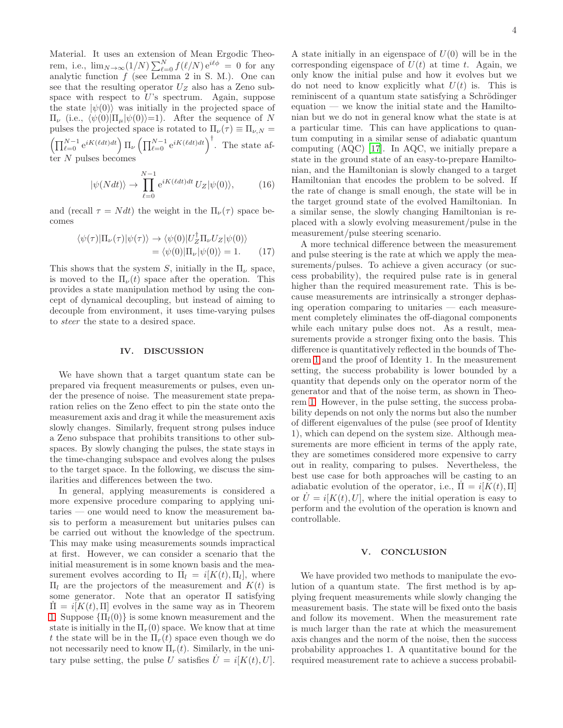Material. It uses an extension of Mean Ergodic Theorem, i.e., $\lim_{N\to\infty}(1/N)\sum_{\ell=0}^{N} f(\ell/N)\,\mathrm{e}^{i\ell\phi} = 0$ for any analytic function $f$ (see Lemma 2 in S. M.). One can see that the resulting operator $U_Z$ also has a Zeno subspace with respect to $U$'s spectrum. Again, suppose the state $|\psi(0)\rangle$ was initially in the projected space of $\Pi_\nu$ (i.e., $\langle\psi(0)|\Pi_\mu|\psi(0)\rangle$=1). After the sequence of $N$ pulses the projected space is rotated to $\Pi_\nu(\tau) \equiv \Pi_{\nu,N} = \left(\prod_{\ell=0}^{N-1} \mathrm{e}^{iK(\ell dt)dt}\right) \Pi_\nu \left(\prod_{\ell=0}^{N-1} \mathrm{e}^{iK(\ell dt)dt}\right)^\dagger$. The state after $N$ pulses becomes

$$|\psi(Ndt)\rangle \to \prod_{\ell=0}^{N-1} \mathrm{e}^{iK(\ell dt)dt}\, U_Z|\psi(0)\rangle, \tag{16}$$

and (recall $\tau = Ndt$) the weight in the $\Pi_\nu(\tau)$ space becomes

$$\begin{aligned}\langle\psi(\tau)|\Pi_\nu(\tau)|\psi(\tau)\rangle &\to \langle\psi(0)|U_Z^\dagger \Pi_\nu U_Z|\psi(0)\rangle \\ &= \langle\psi(0)|\Pi_\nu|\psi(0)\rangle = 1.\end{aligned} \tag{17}$$

This shows that the system $S$, initially in the $\Pi_\nu$ space, is moved to the $\Pi_\nu(t)$ space after the operation. This provides a state manipulation method by using the concept of dynamical decoupling, but instead of aiming to decouple from environment, it uses time-varying pulses to *steer* the state to a desired space.

## IV. DISCUSSION

We have shown that a target quantum state can be prepared via frequent measurements or pulses, even under the presence of noise. The measurement state preparation relies on the Zeno effect to pin the state onto the measurement axis and drag it while the measurement axis slowly changes. Similarly, frequent strong pulses induce a Zeno subspace that prohibits transitions to other subspaces. By slowly changing the pulses, the state stays in the time-changing subspace and evolves along the pulses to the target space. In the following, we discuss the similarities and differences between the two.

In general, applying measurements is considered a more expensive procedure comparing to applying unitaries — one would need to know the measurement basis to perform a measurement but unitaries pulses can be carried out without the knowledge of the spectrum. This may make using measurements sounds impractical at first. However, we can consider a scenario that the initial measurement is in some known basis and the measurement evolves according to $\dot{\Pi}_l = i[K(t), \Pi_l]$, where $\Pi_l$ are the projectors of the measurement and $K(t)$ is some generator. Note that an operator $\Pi$ satisfying $\dot{\Pi} = i[K(t), \Pi]$ evolves in the same way as in Theorem 1. Suppose $\{\Pi_l(0)\}$ is some known measurement and the state is initially in the $\Pi_r(0)$ space. We know that at time $t$ the state will be in the $\Pi_r(t)$ space even though we do not necessarily need to know $\Pi_r(t)$. Similarly, in the unitary pulse setting, the pulse $U$ satisfies $\dot{U} = i[K(t), U]$. A state initially in an eigenspace of $U(0)$ will be in the corresponding eigenspace of $U(t)$ at time $t$. Again, we only know the initial pulse and how it evolves but we do not need to know explicitly what $U(t)$ is. This is reminiscent of a quantum state satisfying a Schrödinger equation — we know the initial state and the Hamiltonian but we do not in general know what the state is at a particular time. This can have applications to quantum computing in a similar sense of adiabatic quantum computing (AQC) [17]. In AQC, we initially prepare a state in the ground state of an easy-to-prepare Hamiltonian, and the Hamiltonian is slowly changed to a target Hamiltonian that encodes the problem to be solved. If the rate of change is small enough, the state will be in the target ground state of the evolved Hamiltonian. In a similar sense, the slowly changing Hamiltonian is replaced with a slowly evolving measurement/pulse in the measurement/pulse steering scenario.

A more technical difference between the measurement and pulse steering is the rate at which we apply the measurements/pulses. To achieve a given accuracy (or success probability), the required pulse rate is in general higher than the required measurement rate. This is because measurements are intrinsically a stronger dephasing operation comparing to unitaries — each measurement completely eliminates the off-diagonal components while each unitary pulse does not. As a result, measurements provide a stronger fixing onto the basis. This difference is quantitatively reflected in the bounds of Theorem 1 and the proof of Identity 1. In the measurement setting, the success probability is lower bounded by a quantity that depends only on the operator norm of the generator and that of the noise term, as shown in Theorem 1. However, in the pulse setting, the success probability depends on not only the norms but also the number of different eigenvalues of the pulse (see proof of Identity 1), which can depend on the system size. Although measurements are more efficient in terms of the apply rate, they are sometimes considered more expensive to carry out in reality, comparing to pulses. Nevertheless, the best use case for both approaches will be casting to an adiabatic evolution of the operator, i.e., $\dot{\Pi} = i[K(t), \Pi]$ or $\dot{U} = i[K(t), U]$, where the initial operation is easy to perform and the evolution of the operation is known and controllable.

## V. CONCLUSION

We have provided two methods to manipulate the evolution of a quantum state. The first method is by applying frequent measurements while slowly changing the measurement basis. The state will be fixed onto the basis and follow its movement. When the measurement rate is much larger than the rate at which the measurement axis changes and the norm of the noise, then the success probability approaches 1. A quantitative bound for the required measurement rate to achieve a success probabil-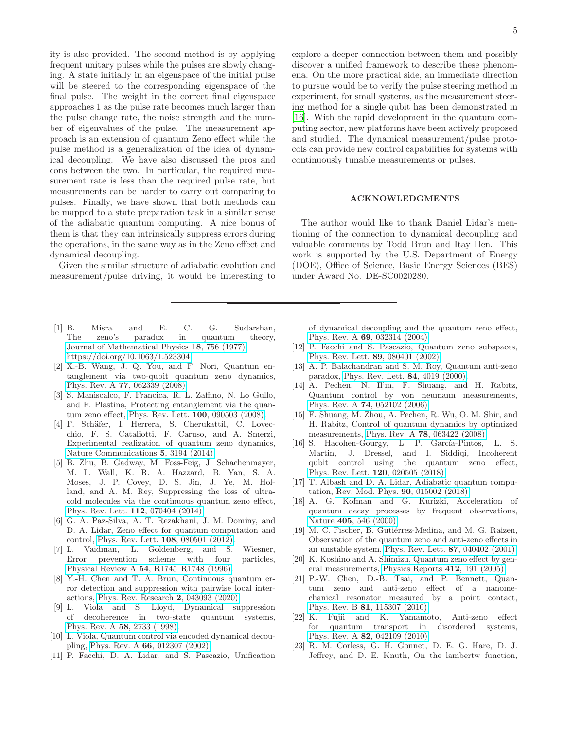ity is also provided. The second method is by applying frequent unitary pulses while the pulses are slowly changing. A state initially in an eigenspace of the initial pulse will be steered to the corresponding eigenspace of the final pulse. The weight in the correct final eigenspace approaches 1 as the pulse rate becomes much larger than the pulse change rate, the noise strength and the number of eigenvalues of the pulse. The measurement approach is an extension of quantum Zeno effect while the pulse method is a generalization of the idea of dynamical decoupling. We have also discussed the pros and cons between the two. In particular, the required measurement rate is less than the required pulse rate, but measurements can be harder to carry out comparing to pulses. Finally, we have shown that both methods can be mapped to a state preparation task in a similar sense of the adiabatic quantum computing. A nice bonus of them is that they can intrinsically suppress errors during the operations, in the same way as in the Zeno effect and dynamical decoupling.

Given the similar structure of adiabatic evolution and measurement/pulse driving, it would be interesting to explore a deeper connection between them and possibly discover a unified framework to describe these phenomena. On the more practical side, an immediate direction to pursue would be to verify the pulse steering method in experiment, for small systems, as the measurement steering method for a single qubit has been demonstrated in [16]. With the rapid development in the quantum computing sector, new platforms have been actively proposed and studied. The dynamical measurement/pulse protocols can provide new control capabilities for systems with continuously tunable measurements or pulses.

## ACKNOWLEDGMENTS

The author would like to thank Daniel Lidar's mentioning of the connection to dynamical decoupling and valuable comments by Todd Brun and Itay Hen. This work is supported by the U.S. Department of Energy (DOE), Office of Science, Basic Energy Sciences (BES) under Award No. DE-SC0020280.

---

[1] B. Misra and E. C. G. Sudarshan, The zeno's paradox in quantum theory, Journal of Mathematical Physics **18**, 756 (1977), https://doi.org/10.1063/1.523304.

[2] X.-B. Wang, J. Q. You, and F. Nori, Quantum entanglement via two-qubit quantum zeno dynamics, Phys. Rev. A **77**, 062339 (2008).

[3] S. Maniscalco, F. Francica, R. L. Zaffino, N. Lo Gullo, and F. Plastina, Protecting entanglement via the quantum zeno effect, Phys. Rev. Lett. **100**, 090503 (2008).

[4] F. Schäfer, I. Herrera, S. Cherukattil, C. Lovecchio, F. S. Cataliotti, F. Caruso, and A. Smerzi, Experimental realization of quantum zeno dynamics, Nature Communications **5**, 3194 (2014).

[5] B. Zhu, B. Gadway, M. Foss-Feig, J. Schachenmayer, M. L. Wall, K. R. A. Hazzard, B. Yan, S. A. Moses, J. P. Covey, D. S. Jin, J. Ye, M. Holland, and A. M. Rey, Suppressing the loss of ultracold molecules via the continuous quantum zeno effect, Phys. Rev. Lett. **112**, 070404 (2014).

[6] G. A. Paz-Silva, A. T. Rezakhani, J. M. Dominy, and D. A. Lidar, Zeno effect for quantum computation and control, Phys. Rev. Lett. **108**, 080501 (2012).

[7] L. Vaidman, L. Goldenberg, and S. Wiesner, Error prevention scheme with four particles, Physical Review A **54**, R1745–R1748 (1996).

[8] Y.-H. Chen and T. A. Brun, Continuous quantum error detection and suppression with pairwise local interactions, Phys. Rev. Research **2**, 043093 (2020).

[9] L. Viola and S. Lloyd, Dynamical suppression of decoherence in two-state quantum systems, Phys. Rev. A **58**, 2733 (1998).

[10] L. Viola, Quantum control via encoded dynamical decoupling, Phys. Rev. A **66**, 012307 (2002).

[11] P. Facchi, D. A. Lidar, and S. Pascazio, Unification of dynamical decoupling and the quantum zeno effect, Phys. Rev. A **69**, 032314 (2004).

[12] P. Facchi and S. Pascazio, Quantum zeno subspaces, Phys. Rev. Lett. **89**, 080401 (2002).

[13] A. P. Balachandran and S. M. Roy, Quantum anti-zeno paradox, Phys. Rev. Lett. **84**, 4019 (2000).

[14] A. Pechen, N. Il'in, F. Shuang, and H. Rabitz, Quantum control by von neumann measurements, Phys. Rev. A **74**, 052102 (2006).

[15] F. Shuang, M. Zhou, A. Pechen, R. Wu, O. M. Shir, and H. Rabitz, Control of quantum dynamics by optimized measurements, Phys. Rev. A **78**, 063422 (2008).

[16] S. Hacohen-Gourgy, L. P. García-Pintos, L. S. Martin, J. Dressel, and I. Siddiqi, Incoherent qubit control using the quantum zeno effect, Phys. Rev. Lett. **120**, 020505 (2018).

[17] T. Albash and D. A. Lidar, Adiabatic quantum computation, Rev. Mod. Phys. **90**, 015002 (2018).

[18] A. G. Kofman and G. Kurizki, Acceleration of quantum decay processes by frequent observations, Nature **405**, 546 (2000).

[19] M. C. Fischer, B. Gutiérrez-Medina, and M. G. Raizen, Observation of the quantum zeno and anti-zeno effects in an unstable system, Phys. Rev. Lett. **87**, 040402 (2001).

[20] K. Koshino and A. Shimizu, Quantum zeno effect by general measurements, Physics Reports **412**, 191 (2005).

[21] P.-W. Chen, D.-B. Tsai, and P. Bennett, Quantum zeno and anti-zeno effect of a nanomechanical resonator measured by a point contact, Phys. Rev. B **81**, 115307 (2010).

[22] K. Fujii and K. Yamamoto, Anti-zeno effect for quantum transport in disordered systems, Phys. Rev. A **82**, 042109 (2010).

[23] R. M. Corless, G. H. Gonnet, D. E. G. Hare, D. J. Jeffrey, and D. E. Knuth, On the lambertw function,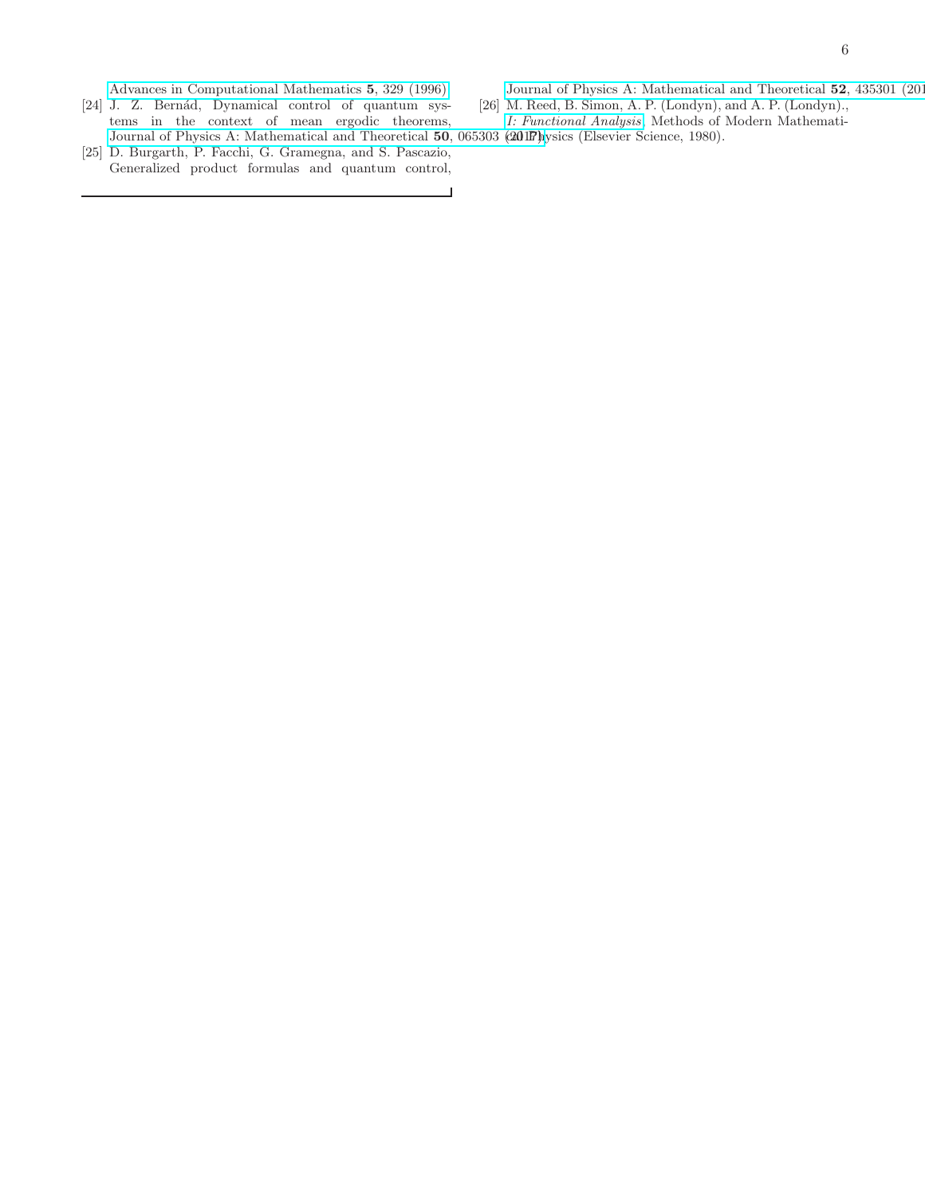Advances in Computational Mathematics **5**, 329 (1996).

[24] J. Z. Bernád, Dynamical control of quantum systems in the context of mean ergodic theorems, Journal of Physics A: Mathematical and Theoretical **50**, 065303 (2017).

[25] D. Burgarth, P. Facchi, G. Gramegna, and S. Pascazio, Generalized product formulas and quantum control, Journal of Physics A: Mathematical and Theoretical **52**, 435301 (2019).

[26] M. Reed, B. Simon, A. P. (Londyn), and A. P. (Londyn)., *I: Functional Analysis*, Methods of Modern Mathematical Physics (Elsevier Science, 1980).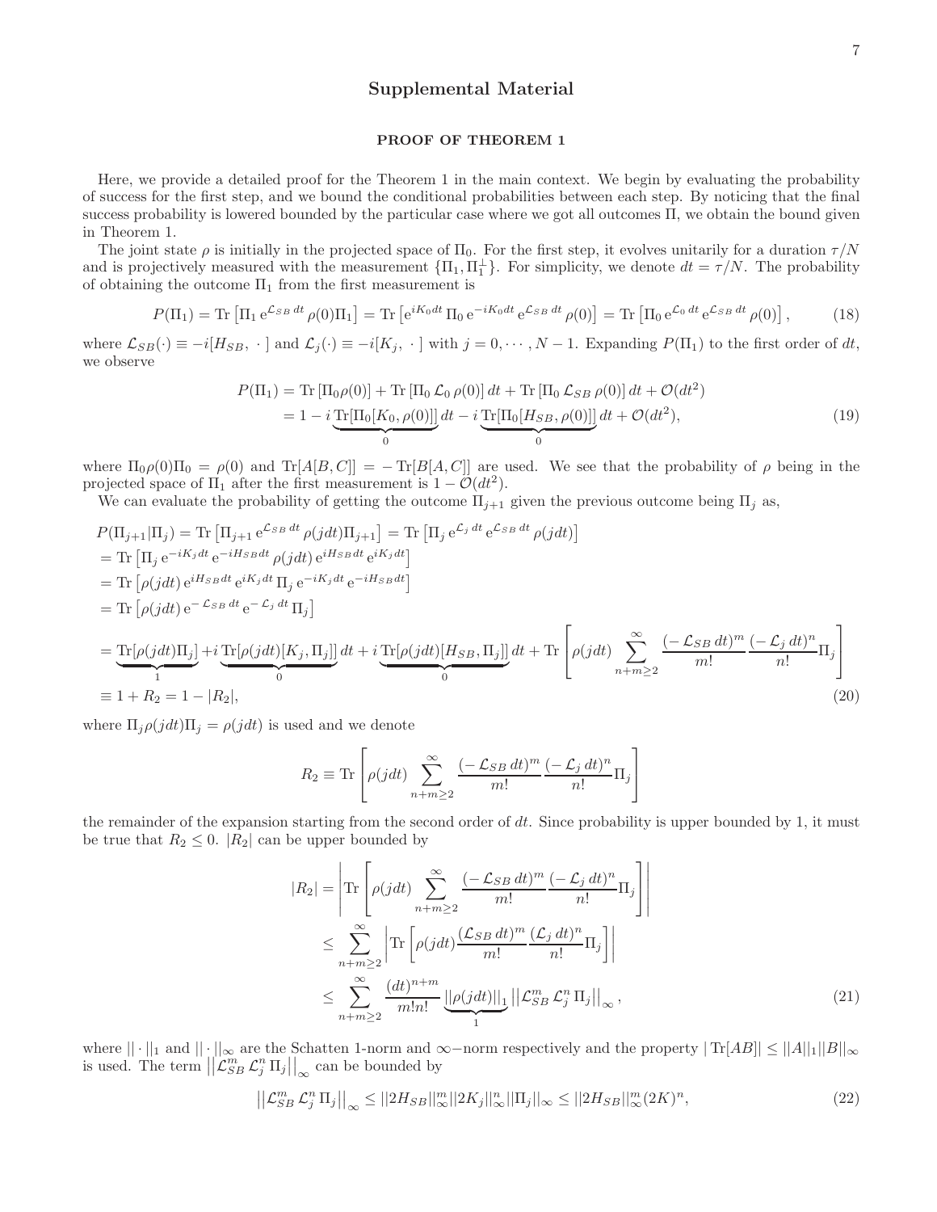# Supplemental Material

## PROOF OF THEOREM 1

Here, we provide a detailed proof for the Theorem 1 in the main context. We begin by evaluating the probability of success for the first step, and we bound the conditional probabilities between each step. By noticing that the final success probability is lowered bounded by the particular case where we got all outcomes Π, we obtain the bound given in Theorem 1.

The joint state $\rho$ is initially in the projected space of $\Pi_0$. For the first step, it evolves unitarily for a duration $\tau/N$ and is projectively measured with the measurement $\{\Pi_1, \Pi_1^\perp\}$. For simplicity, we denote $dt = \tau/N$. The probability of obtaining the outcome $\Pi_1$ from the first measurement is

$$P(\Pi_1) = \mathrm{Tr}\left[\Pi_1\, \mathrm{e}^{\mathcal{L}_{SB}\,dt}\,\rho(0)\Pi_1\right] = \mathrm{Tr}\left[\mathrm{e}^{iK_0 dt}\,\Pi_0\, \mathrm{e}^{-iK_0 dt}\,\mathrm{e}^{\mathcal{L}_{SB}\,dt}\,\rho(0)\right] = \mathrm{Tr}\left[\Pi_0\, \mathrm{e}^{\mathcal{L}_0\,dt}\,\mathrm{e}^{\mathcal{L}_{SB}\,dt}\,\rho(0)\right], \tag{18}$$

where $\mathcal{L}_{SB}(\cdot) \equiv -i[H_{SB},\ \cdot\ ]$ and $\mathcal{L}_j(\cdot) \equiv -i[K_j,\ \cdot\ ]$ with $j = 0, \cdots, N-1$. Expanding $P(\Pi_1)$ to the first order of $dt$, we observe

$$\begin{aligned} P(\Pi_1) &= \mathrm{Tr}\left[\Pi_0\rho(0)\right] + \mathrm{Tr}\left[\Pi_0\,\mathcal{L}_0\,\rho(0)\right]dt + \mathrm{Tr}\left[\Pi_0\,\mathcal{L}_{SB}\,\rho(0)\right]dt + \mathcal{O}(dt^2) \\ &= 1 - i\,\underbrace{\mathrm{Tr}[\Pi_0[K_0,\rho(0)]]}_{0}\,dt - i\,\underbrace{\mathrm{Tr}[\Pi_0[H_{SB},\rho(0)]]}_{0}\,dt + \mathcal{O}(dt^2), \end{aligned} \tag{19}$$

where $\Pi_0\rho(0)\Pi_0 = \rho(0)$ and $\mathrm{Tr}[A[B,C]] = -\mathrm{Tr}[B[A,C]]$ are used. We see that the probability of $\rho$ being in the projected space of $\Pi_1$ after the first measurement is $1 - \mathcal{O}(dt^2)$.

We can evaluate the probability of getting the outcome $\Pi_{j+1}$ given the previous outcome being $\Pi_j$ as,

$$\begin{aligned} &P(\Pi_{j+1}|\Pi_j) = \mathrm{Tr}\left[\Pi_{j+1}\,\mathrm{e}^{\mathcal{L}_{SB}\,dt}\,\rho(jdt)\Pi_{j+1}\right] = \mathrm{Tr}\left[\Pi_j\,\mathrm{e}^{\mathcal{L}_j\,dt}\,\mathrm{e}^{\mathcal{L}_{SB}\,dt}\,\rho(jdt)\right] \\ &= \mathrm{Tr}\left[\Pi_j\,\mathrm{e}^{-iK_j dt}\,\mathrm{e}^{-iH_{SB}dt}\,\rho(jdt)\,\mathrm{e}^{iH_{SB}dt}\,\mathrm{e}^{iK_j dt}\right] \\ &= \mathrm{Tr}\left[\rho(jdt)\,\mathrm{e}^{iH_{SB}dt}\,\mathrm{e}^{iK_j dt}\,\Pi_j\,\mathrm{e}^{-iK_j dt}\,\mathrm{e}^{-iH_{SB}dt}\right] \\ &= \mathrm{Tr}\left[\rho(jdt)\,\mathrm{e}^{-\,\mathcal{L}_{SB}\,dt}\,\mathrm{e}^{-\,\mathcal{L}_j\,dt}\,\Pi_j\right] \\ &= \underbrace{\mathrm{Tr}[\rho(jdt)\Pi_j]}_{1} + i\,\underbrace{\mathrm{Tr}[\rho(jdt)[K_j,\Pi_j]]}_{0}\,dt + i\,\underbrace{\mathrm{Tr}[\rho(jdt)[H_{SB},\Pi_j]]}_{0}\,dt + \mathrm{Tr}\left[\rho(jdt)\sum_{n+m\geq 2}^{\infty}\frac{(-\,\mathcal{L}_{SB}\,dt)^m}{m!}\frac{(-\,\mathcal{L}_j\,dt)^n}{n!}\Pi_j\right] \\ &\equiv 1 + R_2 = 1 - |R_2|, \end{aligned} \tag{20}$$

where $\Pi_j\rho(jdt)\Pi_j = \rho(jdt)$ is used and we denote

$$R_2 \equiv \mathrm{Tr}\left[\rho(jdt)\sum_{n+m\geq 2}^{\infty}\frac{(-\,\mathcal{L}_{SB}\,dt)^m}{m!}\frac{(-\,\mathcal{L}_j\,dt)^n}{n!}\Pi_j\right]$$

the remainder of the expansion starting from the second order of $dt$. Since probability is upper bounded by 1, it must be true that $R_2 \leq 0$. $|R_2|$ can be upper bounded by

$$\begin{aligned} |R_2| &= \left|\mathrm{Tr}\left[\rho(jdt)\sum_{n+m\geq 2}^{\infty}\frac{(-\,\mathcal{L}_{SB}\,dt)^m}{m!}\frac{(-\,\mathcal{L}_j\,dt)^n}{n!}\Pi_j\right]\right| \\ &\leq \sum_{n+m\geq 2}^{\infty}\left|\mathrm{Tr}\left[\rho(jdt)\frac{(\mathcal{L}_{SB}\,dt)^m}{m!}\frac{(\mathcal{L}_j\,dt)^n}{n!}\Pi_j\right]\right| \\ &\leq \sum_{n+m\geq 2}^{\infty}\frac{(dt)^{n+m}}{m!n!}\underbrace{||\rho(jdt)||_1}_{1}\left|\left|\mathcal{L}_{SB}^m\,\mathcal{L}_j^n\,\Pi_j\right|\right|_\infty, \end{aligned} \tag{21}$$

where $||\cdot||_1$ and $||\cdot||_\infty$ are the Schatten 1-norm and $\infty-$norm respectively and the property $|\mathrm{Tr}[AB]| \leq ||A||_1||B||_\infty$ is used. The term $\left|\left|\mathcal{L}_{SB}^m\,\mathcal{L}_j^n\,\Pi_j\right|\right|_\infty$ can be bounded by

$$\left|\left|\mathcal{L}_{SB}^m\,\mathcal{L}_j^n\,\Pi_j\right|\right|_\infty \leq ||2H_{SB}||_\infty^m||2K_j||_\infty^n||\Pi_j||_\infty \leq ||2H_{SB}||_\infty^m(2K)^n, \tag{22}$$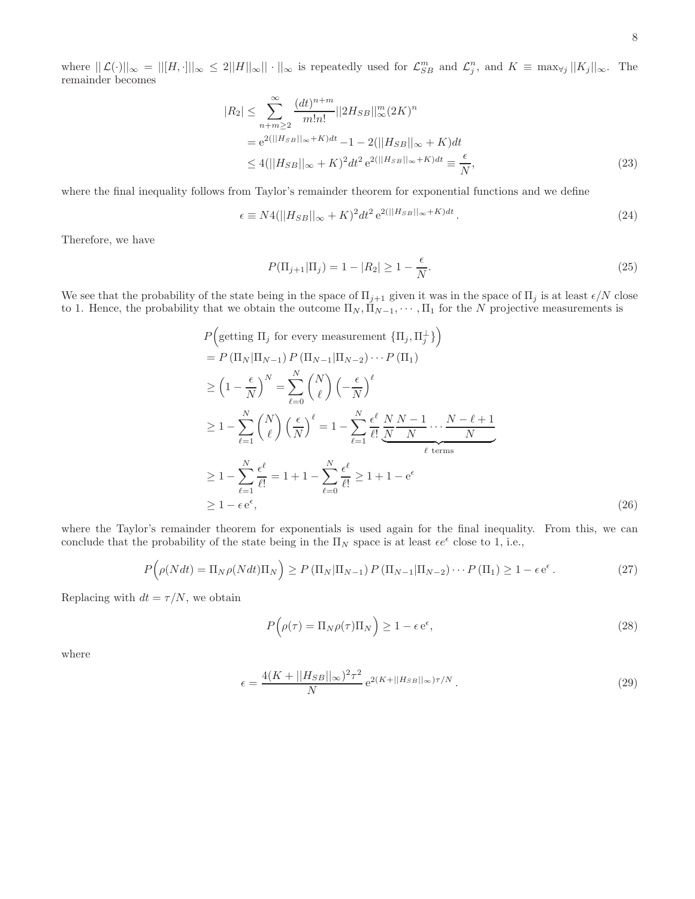where $||\mathcal{L}(\cdot)||_\infty = ||[H,\cdot]||_\infty \leq 2||H||_\infty || \cdot ||_\infty$ is repeatedly used for $\mathcal{L}_{SB}^m$ and $\mathcal{L}_j^n$, and $K \equiv \max_{\forall j} ||K_j||_\infty$. The remainder becomes

$$
\begin{aligned}
|R_2| &\leq \sum_{n+m\geq 2}^{\infty} \frac{(dt)^{n+m}}{m!n!} ||2H_{SB}||_\infty^m (2K)^n \\
&= \mathrm{e}^{2(||H_{SB}||_\infty + K)dt} - 1 - 2(||H_{SB}||_\infty + K)dt \\
&\leq 4(||H_{SB}||_\infty + K)^2 dt^2 \, \mathrm{e}^{2(||H_{SB}||_\infty + K)dt} \equiv \frac{\epsilon}{N},
\end{aligned}
\tag{23}
$$

where the final inequality follows from Taylor's remainder theorem for exponential functions and we define

$$
\epsilon \equiv N 4(||H_{SB}||_\infty + K)^2 dt^2 \, \mathrm{e}^{2(||H_{SB}||_\infty + K)dt}\,. \tag{24}
$$

Therefore, we have

$$
P(\Pi_{j+1}|\Pi_j) = 1 - |R_2| \geq 1 - \frac{\epsilon}{N}. \tag{25}
$$

We see that the probability of the state being in the space of $\Pi_{j+1}$ given it was in the space of $\Pi_j$ is at least $\epsilon/N$ close to 1. Hence, the probability that we obtain the outcome $\Pi_N, \Pi_{N-1}, \cdots, \Pi_1$ for the $N$ projective measurements is

$$
\begin{aligned}
&P\Big(\text{getting } \Pi_j \text{ for every measurement } \{\Pi_j, \Pi_j^\perp\}\Big) \\
&= P\left(\Pi_N|\Pi_{N-1}\right) P\left(\Pi_{N-1}|\Pi_{N-2}\right) \cdots P\left(\Pi_1\right) \\
&\geq \Big(1 - \frac{\epsilon}{N}\Big)^N = \sum_{\ell=0}^{N} \binom{N}{\ell} \Big(-\frac{\epsilon}{N}\Big)^\ell \\
&\geq 1 - \sum_{\ell=1}^{N} \binom{N}{\ell} \Big(\frac{\epsilon}{N}\Big)^\ell = 1 - \sum_{\ell=1}^{N} \frac{\epsilon^\ell}{\ell!} \underbrace{\frac{N}{N}\frac{N-1}{N}\cdots\frac{N-\ell+1}{N}}_{\ell \text{ terms}} \\
&\geq 1 - \sum_{\ell=1}^{N} \frac{\epsilon^\ell}{\ell!} = 1 + 1 - \sum_{\ell=0}^{N} \frac{\epsilon^\ell}{\ell!} \geq 1 + 1 - \mathrm{e}^\epsilon \\
&\geq 1 - \epsilon\, \mathrm{e}^\epsilon,
\end{aligned}
\tag{26}
$$

where the Taylor's remainder theorem for exponentials is used again for the final inequality. From this, we can conclude that the probability of the state being in the $\Pi_N$ space is at least $\epsilon e^\epsilon$ close to 1, i.e.,

$$
P\Big(\rho(Ndt) = \Pi_N \rho(Ndt) \Pi_N\Big) \geq P\left(\Pi_N|\Pi_{N-1}\right) P\left(\Pi_{N-1}|\Pi_{N-2}\right) \cdots P\left(\Pi_1\right) \geq 1 - \epsilon\, \mathrm{e}^\epsilon\,. \tag{27}
$$

Replacing with $dt = \tau/N$, we obtain

$$
P\Big(\rho(\tau) = \Pi_N \rho(\tau) \Pi_N\Big) \geq 1 - \epsilon\, \mathrm{e}^\epsilon, \tag{28}
$$

where

$$
\epsilon = \frac{4(K + ||H_{SB}||_\infty)^2 \tau^2}{N} \, \mathrm{e}^{2(K + ||H_{SB}||_\infty)\tau/N}\,. \tag{29}
$$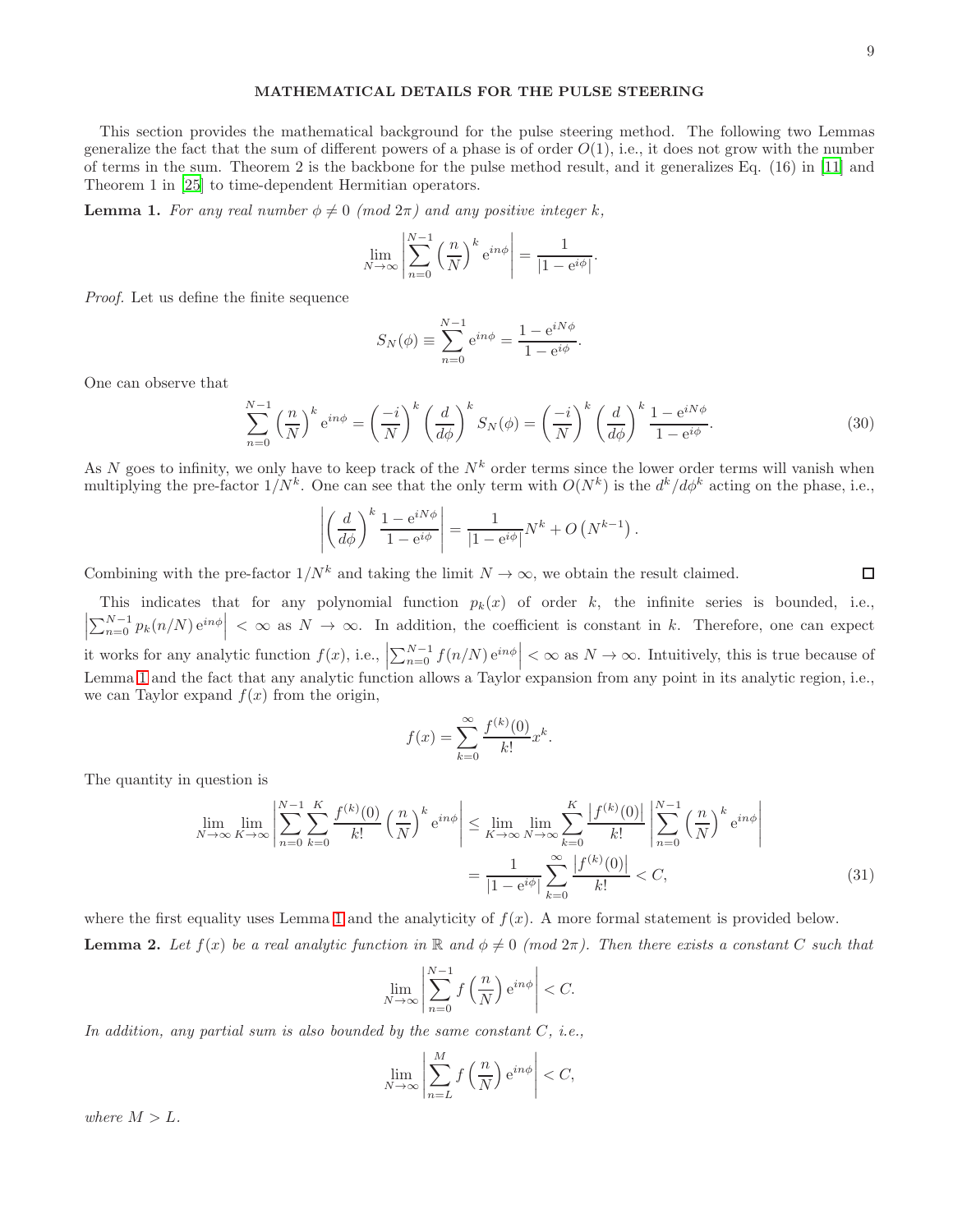## MATHEMATICAL DETAILS FOR THE PULSE STEERING

This section provides the mathematical background for the pulse steering method. The following two Lemmas generalize the fact that the sum of different powers of a phase is of order $O(1)$, i.e., it does not grow with the number of terms in the sum. Theorem 2 is the backbone for the pulse method result, and it generalizes Eq. (16) in [11] and Theorem 1 in [25] to time-dependent Hermitian operators.

**Lemma 1.** *For any real number $\phi \neq 0$ (mod $2\pi$) and any positive integer $k$,*

$$\lim_{N\to\infty} \left| \sum_{n=0}^{N-1} \left(\frac{n}{N}\right)^k \mathrm{e}^{in\phi} \right| = \frac{1}{|1-\mathrm{e}^{i\phi}|}.$$

*Proof.* Let us define the finite sequence

$$S_N(\phi) \equiv \sum_{n=0}^{N-1} \mathrm{e}^{in\phi} = \frac{1-\mathrm{e}^{iN\phi}}{1-\mathrm{e}^{i\phi}}.$$

One can observe that

$$\sum_{n=0}^{N-1} \left(\frac{n}{N}\right)^k \mathrm{e}^{in\phi} = \left(\frac{-i}{N}\right)^k \left(\frac{d}{d\phi}\right)^k S_N(\phi) = \left(\frac{-i}{N}\right)^k \left(\frac{d}{d\phi}\right)^k \frac{1-\mathrm{e}^{iN\phi}}{1-\mathrm{e}^{i\phi}}. \tag{30}$$

As $N$ goes to infinity, we only have to keep track of the $N^k$ order terms since the lower order terms will vanish when multiplying the pre-factor $1/N^k$. One can see that the only term with $O(N^k)$ is the $d^k/d\phi^k$ acting on the phase, i.e.,

$$\left| \left(\frac{d}{d\phi}\right)^k \frac{1-\mathrm{e}^{iN\phi}}{1-\mathrm{e}^{i\phi}} \right| = \frac{1}{|1-\mathrm{e}^{i\phi}|} N^k + O\left(N^{k-1}\right).$$

Combining with the pre-factor $1/N^k$ and taking the limit $N \to \infty$, we obtain the result claimed. ◻

This indicates that for any polynomial function $p_k(x)$ of order $k$, the infinite series is bounded, i.e., $\left|\sum_{n=0}^{N-1} p_k(n/N)\,\mathrm{e}^{in\phi}\right| < \infty$ as $N \to \infty$. In addition, the coefficient is constant in $k$. Therefore, one can expect it works for any analytic function $f(x)$, i.e., $\left|\sum_{n=0}^{N-1} f(n/N)\,\mathrm{e}^{in\phi}\right| < \infty$ as $N \to \infty$. Intuitively, this is true because of Lemma 1 and the fact that any analytic function allows a Taylor expansion from any point in its analytic region, i.e., we can Taylor expand $f(x)$ from the origin,

$$f(x) = \sum_{k=0}^{\infty} \frac{f^{(k)}(0)}{k!} x^k.$$

The quantity in question is

$$\begin{aligned} \lim_{N\to\infty} \lim_{K\to\infty} \left| \sum_{n=0}^{N-1} \sum_{k=0}^{K} \frac{f^{(k)}(0)}{k!} \left(\frac{n}{N}\right)^k \mathrm{e}^{in\phi} \right| &\leq \lim_{K\to\infty} \lim_{N\to\infty} \sum_{k=0}^{K} \frac{\left|f^{(k)}(0)\right|}{k!} \left| \sum_{n=0}^{N-1} \left(\frac{n}{N}\right)^k \mathrm{e}^{in\phi} \right| \\ &= \frac{1}{|1-\mathrm{e}^{i\phi}|} \sum_{k=0}^{\infty} \frac{\left|f^{(k)}(0)\right|}{k!} < C, \end{aligned} \tag{31}$$

where the first equality uses Lemma 1 and the analyticity of $f(x)$. A more formal statement is provided below.

**Lemma 2.** *Let $f(x)$ be a real analytic function in $\mathbb{R}$ and $\phi \neq 0$ (mod $2\pi$). Then there exists a constant $C$ such that*

$$\lim_{N\to\infty} \left| \sum_{n=0}^{N-1} f\left(\frac{n}{N}\right) \mathrm{e}^{in\phi} \right| < C.$$

*In addition, any partial sum is also bounded by the same constant $C$, i.e.,*

$$\lim_{N\to\infty} \left| \sum_{n=L}^{M} f\left(\frac{n}{N}\right) \mathrm{e}^{in\phi} \right| < C,$$

*where $M > L$.*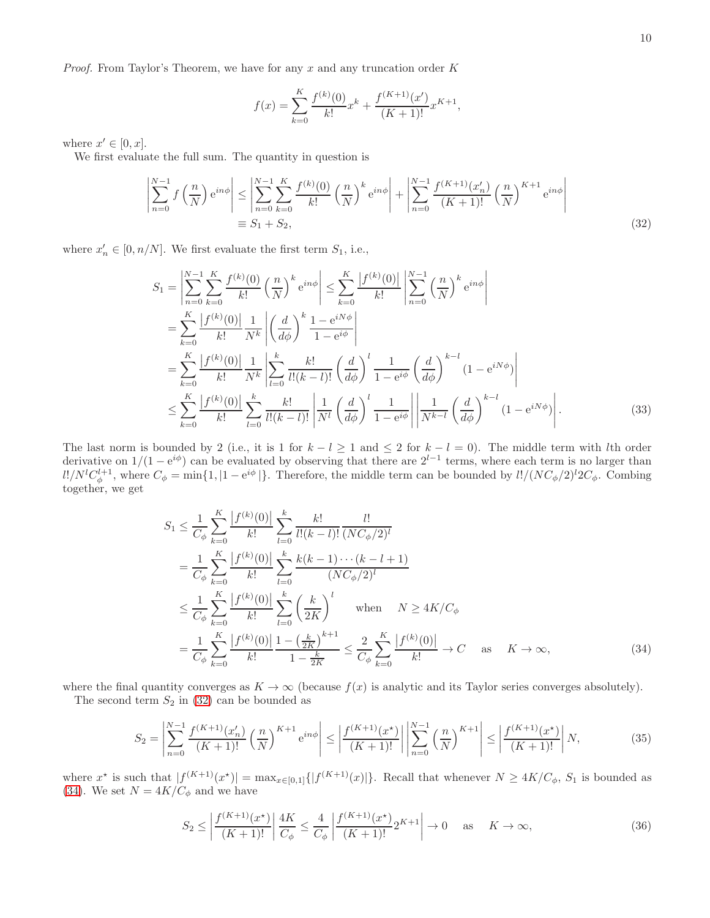*Proof.* From Taylor's Theorem, we have for any $x$ and any truncation order $K$

$$f(x) = \sum_{k=0}^{K} \frac{f^{(k)}(0)}{k!} x^k + \frac{f^{(K+1)}(x')}{(K+1)!} x^{K+1},$$

where $x' \in [0, x]$.

We first evaluate the full sum. The quantity in question is

$$\begin{aligned}
\left| \sum_{n=0}^{N-1} f\left(\frac{n}{N}\right) \mathrm{e}^{in\phi} \right| &\leq \left| \sum_{n=0}^{N-1} \sum_{k=0}^{K} \frac{f^{(k)}(0)}{k!} \left(\frac{n}{N}\right)^k \mathrm{e}^{in\phi} \right| + \left| \sum_{n=0}^{N-1} \frac{f^{(K+1)}(x'_n)}{(K+1)!} \left(\frac{n}{N}\right)^{K+1} \mathrm{e}^{in\phi} \right| \\
&\equiv S_1 + S_2,
\end{aligned} \tag{32}$$

where $x'_n \in [0, n/N]$. We first evaluate the first term $S_1$, i.e.,

$$\begin{aligned}
S_1 &= \left| \sum_{n=0}^{N-1} \sum_{k=0}^{K} \frac{f^{(k)}(0)}{k!} \left(\frac{n}{N}\right)^k \mathrm{e}^{in\phi} \right| \leq \sum_{k=0}^{K} \frac{\left|f^{(k)}(0)\right|}{k!} \left| \sum_{n=0}^{N-1} \left(\frac{n}{N}\right)^k \mathrm{e}^{in\phi} \right| \\
&= \sum_{k=0}^{K} \frac{\left|f^{(k)}(0)\right|}{k!} \frac{1}{N^k} \left| \left(\frac{d}{d\phi}\right)^k \frac{1 - \mathrm{e}^{iN\phi}}{1 - \mathrm{e}^{i\phi}} \right| \\
&= \sum_{k=0}^{K} \frac{\left|f^{(k)}(0)\right|}{k!} \frac{1}{N^k} \left| \sum_{l=0}^{k} \frac{k!}{l!(k-l)!} \left(\frac{d}{d\phi}\right)^l \frac{1}{1 - \mathrm{e}^{i\phi}} \left(\frac{d}{d\phi}\right)^{k-l} (1 - \mathrm{e}^{iN\phi}) \right| \\
&\leq \sum_{k=0}^{K} \frac{\left|f^{(k)}(0)\right|}{k!} \sum_{l=0}^{k} \frac{k!}{l!(k-l)!} \left| \frac{1}{N^l} \left(\frac{d}{d\phi}\right)^l \frac{1}{1 - \mathrm{e}^{i\phi}} \right| \left| \frac{1}{N^{k-l}} \left(\frac{d}{d\phi}\right)^{k-l} (1 - \mathrm{e}^{iN\phi}) \right|.
\end{aligned} \tag{33}$$

The last norm is bounded by 2 (i.e., it is 1 for $k - l \geq 1$ and $\leq 2$ for $k - l = 0$). The middle term with $l$th order derivative on $1/(1 - \mathrm{e}^{i\phi})$ can be evaluated by observing that there are $2^{l-1}$ terms, where each term is no larger than $l!/N^l C_\phi^{l+1}$, where $C_\phi = \min\{1, |1 - \mathrm{e}^{i\phi}|\}$. Therefore, the middle term can be bounded by $l!/(NC_\phi/2)^l 2C_\phi$. Combing together, we get

$$\begin{aligned}
S_1 &\leq \frac{1}{C_\phi} \sum_{k=0}^{K} \frac{\left|f^{(k)}(0)\right|}{k!} \sum_{l=0}^{k} \frac{k!}{l!(k-l)!} \frac{l!}{(NC_\phi/2)^l} \\
&= \frac{1}{C_\phi} \sum_{k=0}^{K} \frac{\left|f^{(k)}(0)\right|}{k!} \sum_{l=0}^{k} \frac{k(k-1)\cdots(k-l+1)}{(NC_\phi/2)^l} \\
&\leq \frac{1}{C_\phi} \sum_{k=0}^{K} \frac{\left|f^{(k)}(0)\right|}{k!} \sum_{l=0}^{k} \left(\frac{k}{2K}\right)^l \qquad \text{when} \quad N \geq 4K/C_\phi \\
&= \frac{1}{C_\phi} \sum_{k=0}^{K} \frac{\left|f^{(k)}(0)\right|}{k!} \frac{1 - \left(\frac{k}{2K}\right)^{k+1}}{1 - \frac{k}{2K}} \leq \frac{2}{C_\phi} \sum_{k=0}^{K} \frac{\left|f^{(k)}(0)\right|}{k!} \to C \quad \text{as} \quad K \to \infty,
\end{aligned} \tag{34}$$

where the final quantity converges as $K \to \infty$ (because $f(x)$ is analytic and its Taylor series converges absolutely).

The second term $S_2$ in (32) can be bounded as

$$S_2 = \left| \sum_{n=0}^{N-1} \frac{f^{(K+1)}(x'_n)}{(K+1)!} \left(\frac{n}{N}\right)^{K+1} \mathrm{e}^{in\phi} \right| \leq \left| \frac{f^{(K+1)}(x^\star)}{(K+1)!} \right| \left| \sum_{n=0}^{N-1} \left(\frac{n}{N}\right)^{K+1} \right| \leq \left| \frac{f^{(K+1)}(x^\star)}{(K+1)!} \right| N, \tag{35}$$

where $x^\star$ is such that $|f^{(K+1)}(x^\star)| = \max_{x \in [0,1]}\{|f^{(K+1)}(x)|\}$. Recall that whenever $N \geq 4K/C_\phi$, $S_1$ is bounded as (34). We set $N = 4K/C_\phi$ and we have

$$S_2 \leq \left| \frac{f^{(K+1)}(x^\star)}{(K+1)!} \right| \frac{4K}{C_\phi} \leq \frac{4}{C_\phi} \left| \frac{f^{(K+1)}(x^\star)}{(K+1)!} 2^{K+1} \right| \to 0 \quad \text{as} \quad K \to \infty, \tag{36}$$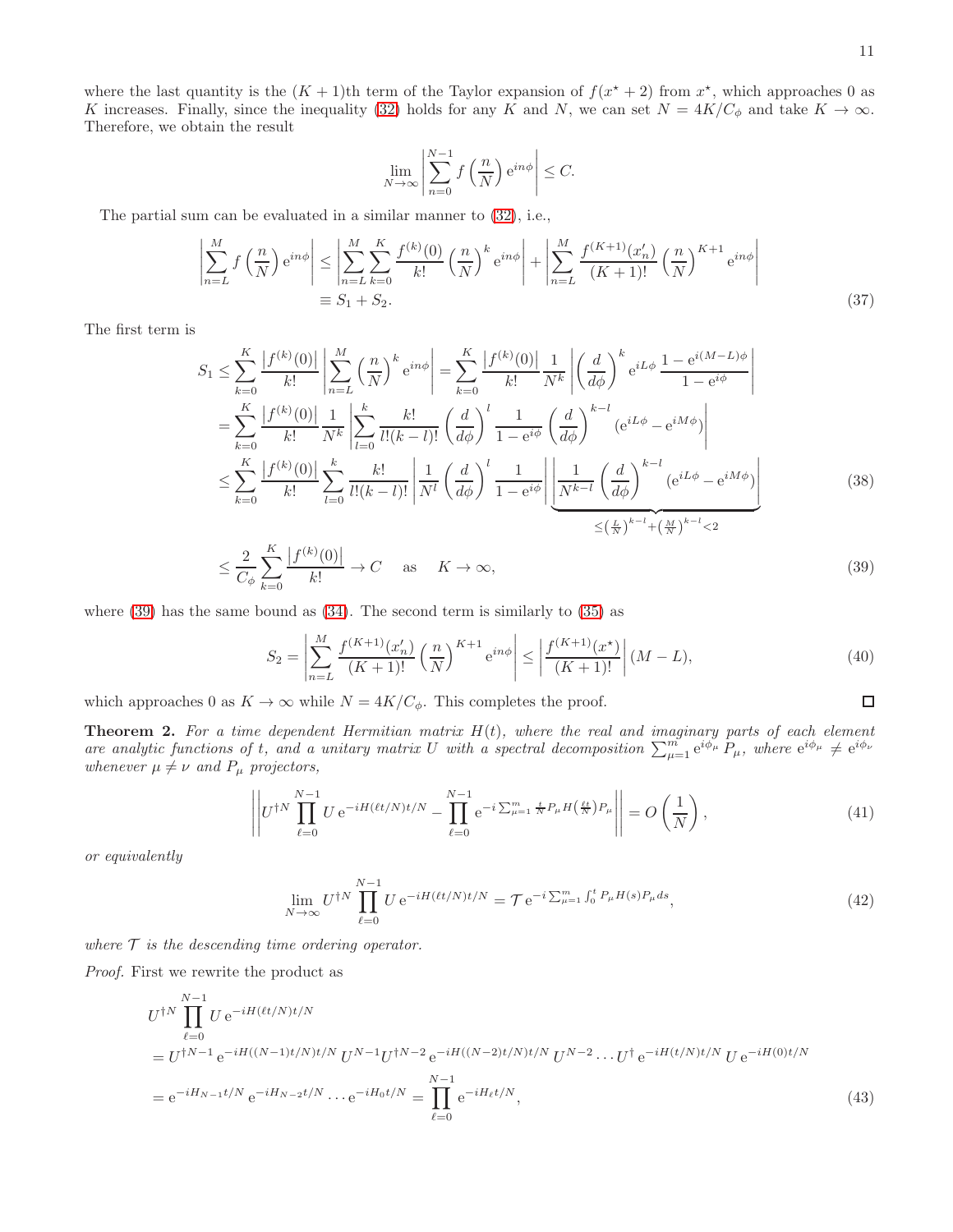where the last quantity is the $(K+1)$th term of the Taylor expansion of $f(x^\star+2)$ from $x^\star$, which approaches 0 as $K$ increases. Finally, since the inequality (32) holds for any $K$ and $N$, we can set $N = 4K/C_\phi$ and take $K \to \infty$. Therefore, we obtain the result

$$\lim_{N\to\infty}\left|\sum_{n=0}^{N-1} f\left(\frac{n}{N}\right) \mathrm{e}^{in\phi}\right| \le C.$$

The partial sum can be evaluated in a similar manner to (32), i.e.,

$$\begin{aligned}\left|\sum_{n=L}^{M} f\left(\frac{n}{N}\right)\mathrm{e}^{in\phi}\right| &\le \left|\sum_{n=L}^{M}\sum_{k=0}^{K}\frac{f^{(k)}(0)}{k!}\left(\frac{n}{N}\right)^k \mathrm{e}^{in\phi}\right| + \left|\sum_{n=L}^{M}\frac{f^{(K+1)}(x_n')}{(K+1)!}\left(\frac{n}{N}\right)^{K+1}\mathrm{e}^{in\phi}\right| \\ &\equiv S_1 + S_2. \end{aligned} \tag{37}$$

The first term is

$$\begin{aligned} S_1 &\le \sum_{k=0}^{K}\frac{\left|f^{(k)}(0)\right|}{k!}\left|\sum_{n=L}^{M}\left(\frac{n}{N}\right)^k \mathrm{e}^{in\phi}\right| = \sum_{k=0}^{K}\frac{\left|f^{(k)}(0)\right|}{k!}\frac{1}{N^k}\left|\left(\frac{d}{d\phi}\right)^k \mathrm{e}^{iL\phi}\frac{1-\mathrm{e}^{i(M-L)\phi}}{1-\mathrm{e}^{i\phi}}\right| \\ &= \sum_{k=0}^{K}\frac{\left|f^{(k)}(0)\right|}{k!}\frac{1}{N^k}\left|\sum_{l=0}^{k}\frac{k!}{l!(k-l)!}\left(\frac{d}{d\phi}\right)^l \frac{1}{1-\mathrm{e}^{i\phi}}\left(\frac{d}{d\phi}\right)^{k-l}(\mathrm{e}^{iL\phi}-\mathrm{e}^{iM\phi})\right| \\ &\le \sum_{k=0}^{K}\frac{\left|f^{(k)}(0)\right|}{k!}\sum_{l=0}^{k}\frac{k!}{l!(k-l)!}\left|\frac{1}{N^l}\left(\frac{d}{d\phi}\right)^l\frac{1}{1-\mathrm{e}^{i\phi}}\right|\underbrace{\left|\frac{1}{N^{k-l}}\left(\frac{d}{d\phi}\right)^{k-l}(\mathrm{e}^{iL\phi}-\mathrm{e}^{iM\phi})\right|}_{\le\left(\frac{L}{N}\right)^{k-l}+\left(\frac{M}{N}\right)^{k-l}<2} \end{aligned} \tag{38}$$

$$\le \frac{2}{C_\phi}\sum_{k=0}^{K}\frac{\left|f^{(k)}(0)\right|}{k!} \to C \quad \text{as} \quad K\to\infty, \tag{39}$$

where (39) has the same bound as (34). The second term is similarly to (35) as

$$S_2 = \left|\sum_{n=L}^{M}\frac{f^{(K+1)}(x_n')}{(K+1)!}\left(\frac{n}{N}\right)^{K+1}\mathrm{e}^{in\phi}\right| \le \left|\frac{f^{(K+1)}(x^\star)}{(K+1)!}\right|(M-L), \tag{40}$$

which approaches 0 as $K\to\infty$ while $N = 4K/C_\phi$. This completes the proof. □

**Theorem 2.** *For a time dependent Hermitian matrix $H(t)$, where the real and imaginary parts of each element are analytic functions of $t$, and a unitary matrix $U$ with a spectral decomposition $\sum_{\mu=1}^{m}\mathrm{e}^{i\phi_\mu}P_\mu$, where $\mathrm{e}^{i\phi_\mu}\neq\mathrm{e}^{i\phi_\nu}$ whenever $\mu\neq\nu$ and $P_\mu$ projectors,*

$$\left|\left|U^{\dagger N}\prod_{\ell=0}^{N-1}U\,\mathrm{e}^{-iH(\ell t/N)t/N} - \prod_{\ell=0}^{N-1}\mathrm{e}^{-i\sum_{\mu=1}^{m}\frac{t}{N}P_\mu H\left(\frac{\ell t}{N}\right)P_\mu}\right|\right| = O\left(\frac{1}{N}\right), \tag{41}$$

*or equivalently*

$$\lim_{N\to\infty}U^{\dagger N}\prod_{\ell=0}^{N-1}U\,\mathrm{e}^{-iH(\ell t/N)t/N} = \mathcal{T}\,\mathrm{e}^{-i\sum_{\mu=1}^{m}\int_0^t P_\mu H(s)P_\mu ds}, \tag{42}$$

*where $\mathcal{T}$ is the descending time ordering operator.*

*Proof.* First we rewrite the product as

$$\begin{aligned} &U^{\dagger N}\prod_{\ell=0}^{N-1}U\,\mathrm{e}^{-iH(\ell t/N)t/N} \\ &= U^{\dagger N-1}\,\mathrm{e}^{-iH((N-1)t/N)t/N}\,U^{N-1}U^{\dagger N-2}\,\mathrm{e}^{-iH((N-2)t/N)t/N}\,U^{N-2}\cdots U^{\dagger}\,\mathrm{e}^{-iH(t/N)t/N}\,U\,\mathrm{e}^{-iH(0)t/N} \\ &= \mathrm{e}^{-iH_{N-1}t/N}\,\mathrm{e}^{-iH_{N-2}t/N}\cdots\mathrm{e}^{-iH_0 t/N} = \prod_{\ell=0}^{N-1}\mathrm{e}^{-iH_\ell t/N}, \end{aligned} \tag{43}$$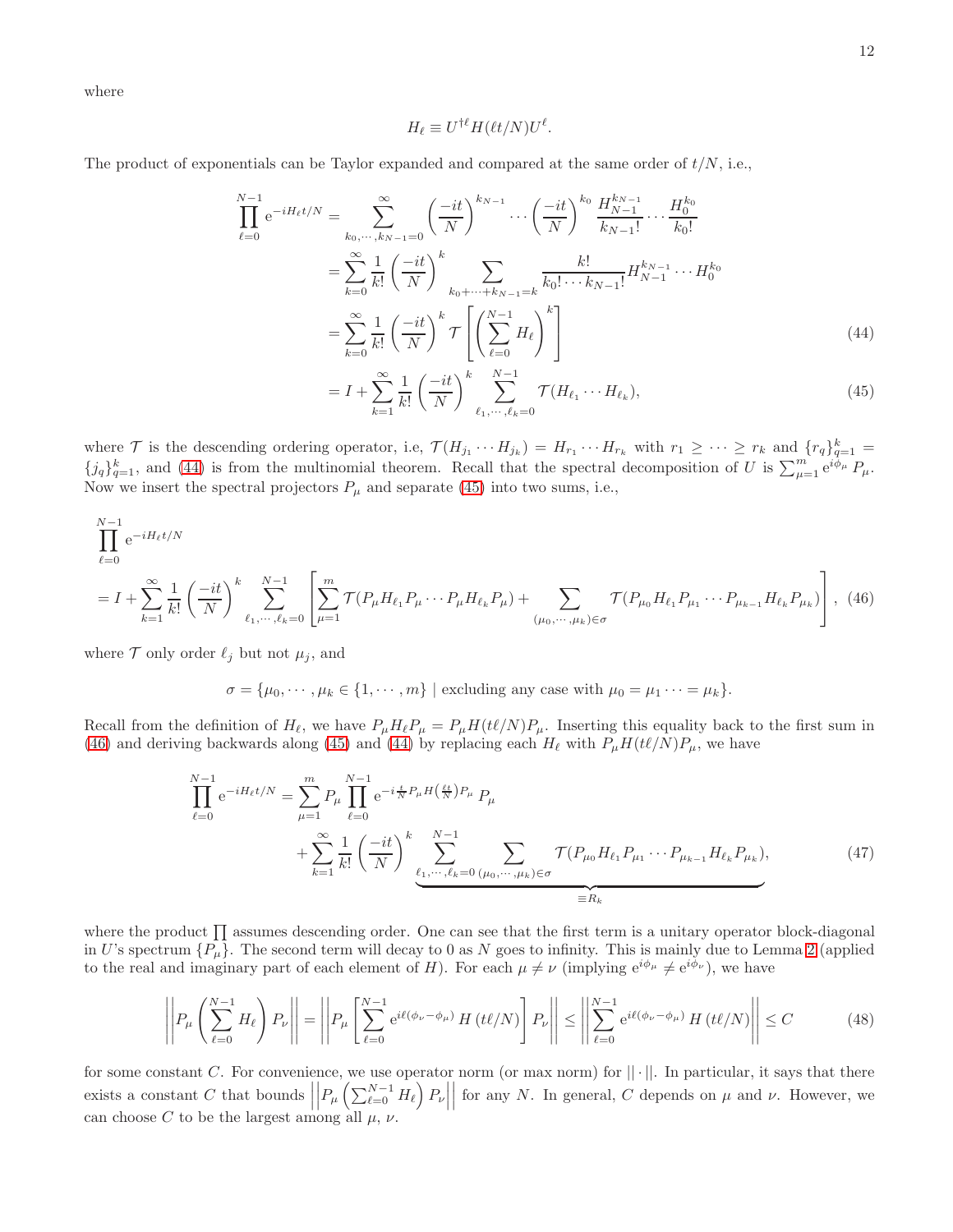where

$$H_\ell \equiv U^{\dagger \ell} H(\ell t/N) U^\ell.$$

The product of exponentials can be Taylor expanded and compared at the same order of $t/N$, i.e.,

$$
\begin{aligned}
\prod_{\ell=0}^{N-1} \mathrm{e}^{-iH_\ell t/N} &= \sum_{k_0,\cdots,k_{N-1}=0}^{\infty} \left(\frac{-it}{N}\right)^{k_{N-1}} \cdots \left(\frac{-it}{N}\right)^{k_0} \frac{H_{N-1}^{k_{N-1}}}{k_{N-1}!} \cdots \frac{H_0^{k_0}}{k_0!} \\
&= \sum_{k=0}^{\infty} \frac{1}{k!} \left(\frac{-it}{N}\right)^k \sum_{k_0+\cdots+k_{N-1}=k} \frac{k!}{k_0! \cdots k_{N-1}!} H_{N-1}^{k_{N-1}} \cdots H_0^{k_0} \\
&= \sum_{k=0}^{\infty} \frac{1}{k!} \left(\frac{-it}{N}\right)^k \mathcal{T}\left[\left(\sum_{\ell=0}^{N-1} H_\ell\right)^k\right] \qquad (44) \\
&= I + \sum_{k=1}^{\infty} \frac{1}{k!} \left(\frac{-it}{N}\right)^k \sum_{\ell_1,\cdots,\ell_k=0}^{N-1} \mathcal{T}(H_{\ell_1} \cdots H_{\ell_k}), \qquad (45)
\end{aligned}
$$

where $\mathcal{T}$ is the descending ordering operator, i.e, $\mathcal{T}(H_{j_1} \cdots H_{j_k}) = H_{r_1} \cdots H_{r_k}$ with $r_1 \geq \cdots \geq r_k$ and $\{r_q\}_{q=1}^k = \{j_q\}_{q=1}^k$, and (44) is from the multinomial theorem. Recall that the spectral decomposition of $U$ is $\sum_{\mu=1}^m \mathrm{e}^{i\phi_\mu} P_\mu$. Now we insert the spectral projectors $P_\mu$ and separate (45) into two sums, i.e.,

$$
\begin{aligned}
&\prod_{\ell=0}^{N-1} \mathrm{e}^{-iH_\ell t/N} \\
&= I + \sum_{k=1}^{\infty} \frac{1}{k!} \left(\frac{-it}{N}\right)^k \sum_{\ell_1,\cdots,\ell_k=0}^{N-1} \left[\sum_{\mu=1}^{m} \mathcal{T}(P_\mu H_{\ell_1} P_\mu \cdots P_\mu H_{\ell_k} P_\mu) + \sum_{(\mu_0,\cdots,\mu_k)\in\sigma} \mathcal{T}(P_{\mu_0} H_{\ell_1} P_{\mu_1} \cdots P_{\mu_{k-1}} H_{\ell_k} P_{\mu_k})\right], \quad (46)
\end{aligned}
$$

where $\mathcal{T}$ only order $\ell_j$ but not $\mu_j$, and

$$\sigma = \{\mu_0, \cdots, \mu_k \in \{1, \cdots, m\} \mid \text{excluding any case with } \mu_0 = \mu_1 \cdots = \mu_k\}.$$

Recall from the definition of $H_\ell$, we have $P_\mu H_\ell P_\mu = P_\mu H(t\ell/N) P_\mu$. Inserting this equality back to the first sum in (46) and deriving backwards along (45) and (44) by replacing each $H_\ell$ with $P_\mu H(t\ell/N) P_\mu$, we have

$$
\begin{aligned}
\prod_{\ell=0}^{N-1} \mathrm{e}^{-iH_\ell t/N} &= \sum_{\mu=1}^{m} P_\mu \prod_{\ell=0}^{N-1} \mathrm{e}^{-i\frac{t}{N} P_\mu H\left(\frac{\ell t}{N}\right) P_\mu} P_\mu \\
&\quad + \sum_{k=1}^{\infty} \frac{1}{k!} \left(\frac{-it}{N}\right)^k \underbrace{\sum_{\ell_1,\cdots,\ell_k=0}^{N-1} \sum_{(\mu_0,\cdots,\mu_k)\in\sigma} \mathcal{T}(P_{\mu_0} H_{\ell_1} P_{\mu_1} \cdots P_{\mu_{k-1}} H_{\ell_k} P_{\mu_k})}_{\equiv R_k}, \qquad (47)
\end{aligned}
$$

where the product $\prod$ assumes descending order. One can see that the first term is a unitary operator block-diagonal in $U$'s spectrum $\{P_\mu\}$. The second term will decay to 0 as $N$ goes to infinity. This is mainly due to Lemma 2 (applied to the real and imaginary part of each element of $H$). For each $\mu \neq \nu$ (implying $\mathrm{e}^{i\phi_\mu} \neq \mathrm{e}^{i\phi_\nu}$), we have

$$\left|\left|P_\mu \left(\sum_{\ell=0}^{N-1} H_\ell\right) P_\nu\right|\right| = \left|\left|P_\mu \left[\sum_{\ell=0}^{N-1} \mathrm{e}^{i\ell(\phi_\nu - \phi_\mu)} H\left(t\ell/N\right)\right] P_\nu\right|\right| \leq \left|\left|\sum_{\ell=0}^{N-1} \mathrm{e}^{i\ell(\phi_\nu - \phi_\mu)} H\left(t\ell/N\right)\right|\right| \leq C \qquad (48)$$

for some constant $C$. For convenience, we use operator norm (or max norm) for $||\cdot||$. In particular, it says that there exists a constant $C$ that bounds $\left|\left|P_\mu \left(\sum_{\ell=0}^{N-1} H_\ell\right) P_\nu\right|\right|$ for any $N$. In general, $C$ depends on $\mu$ and $\nu$. However, we can choose $C$ to be the largest among all $\mu$, $\nu$.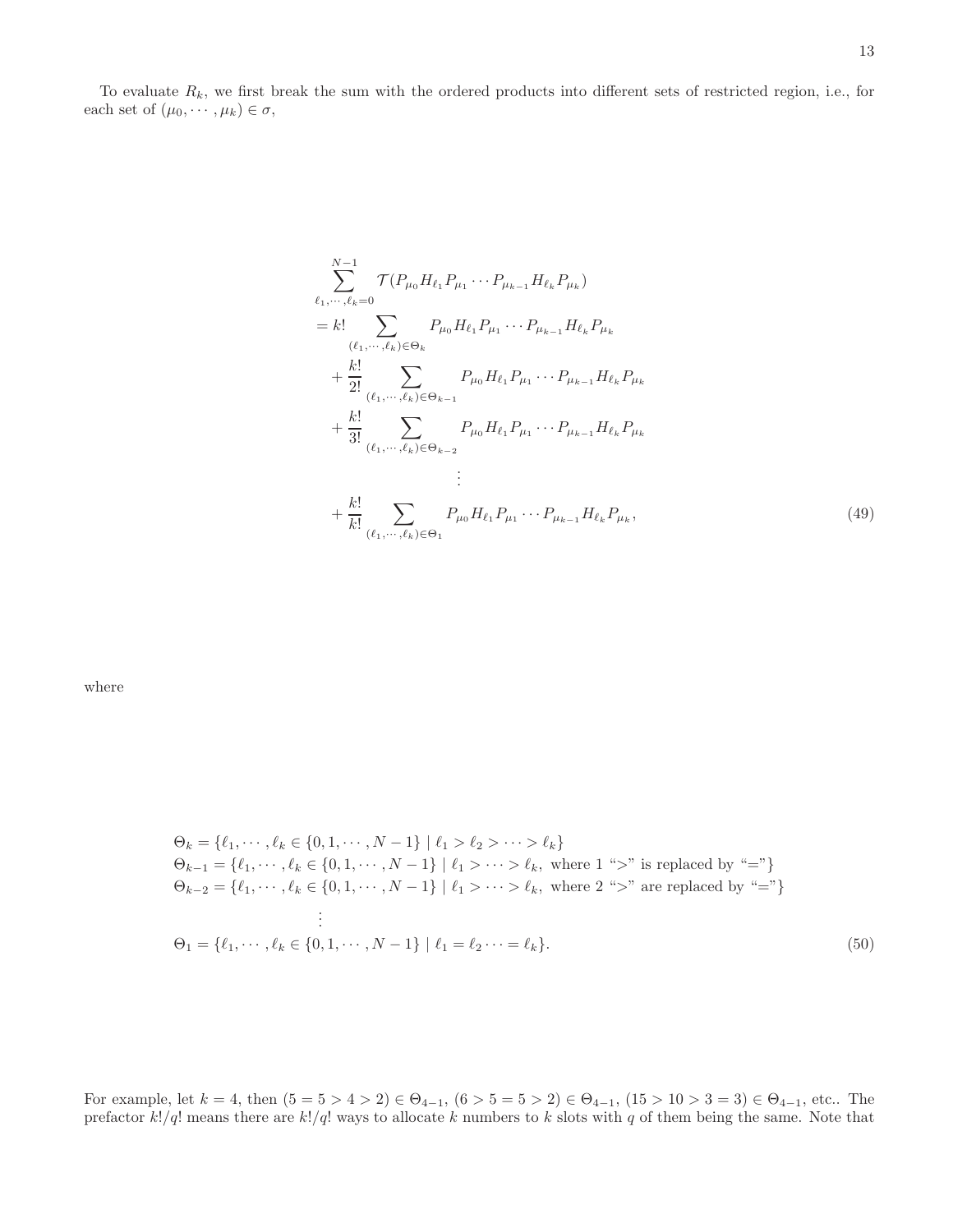To evaluate $R_k$, we first break the sum with the ordered products into different sets of restricted region, i.e., for each set of $(\mu_0, \cdots, \mu_k) \in \sigma$,

$$
\begin{aligned}
&\sum_{\ell_1,\cdots,\ell_k=0}^{N-1} \mathcal{T}(P_{\mu_0} H_{\ell_1} P_{\mu_1} \cdots P_{\mu_{k-1}} H_{\ell_k} P_{\mu_k}) \\
&= k! \sum_{(\ell_1,\cdots,\ell_k)\in\Theta_k} P_{\mu_0} H_{\ell_1} P_{\mu_1} \cdots P_{\mu_{k-1}} H_{\ell_k} P_{\mu_k} \\
&\quad + \frac{k!}{2!} \sum_{(\ell_1,\cdots,\ell_k)\in\Theta_{k-1}} P_{\mu_0} H_{\ell_1} P_{\mu_1} \cdots P_{\mu_{k-1}} H_{\ell_k} P_{\mu_k} \\
&\quad + \frac{k!}{3!} \sum_{(\ell_1,\cdots,\ell_k)\in\Theta_{k-2}} P_{\mu_0} H_{\ell_1} P_{\mu_1} \cdots P_{\mu_{k-1}} H_{\ell_k} P_{\mu_k} \\
&\qquad\qquad\qquad \vdots \\
&\quad + \frac{k!}{k!} \sum_{(\ell_1,\cdots,\ell_k)\in\Theta_1} P_{\mu_0} H_{\ell_1} P_{\mu_1} \cdots P_{\mu_{k-1}} H_{\ell_k} P_{\mu_k},
\end{aligned}
\tag{49}
$$

where

$$
\begin{aligned}
&\Theta_k = \{\ell_1, \cdots, \ell_k \in \{0, 1, \cdots, N-1\} \mid \ell_1 > \ell_2 > \cdots > \ell_k\} \\
&\Theta_{k-1} = \{\ell_1, \cdots, \ell_k \in \{0, 1, \cdots, N-1\} \mid \ell_1 > \cdots > \ell_k, \text{ where 1 ``$>$'' is replaced by ``$=$''}\} \\
&\Theta_{k-2} = \{\ell_1, \cdots, \ell_k \in \{0, 1, \cdots, N-1\} \mid \ell_1 > \cdots > \ell_k, \text{ where 2 ``$>$'' are replaced by ``$=$''}\} \\
&\qquad\qquad \vdots \\
&\Theta_1 = \{\ell_1, \cdots, \ell_k \in \{0, 1, \cdots, N-1\} \mid \ell_1 = \ell_2 \cdots = \ell_k\}.
\end{aligned}
\tag{50}
$$

For example, let $k = 4$, then $(5 = 5 > 4 > 2) \in \Theta_{4-1}$, $(6 > 5 = 5 > 2) \in \Theta_{4-1}$, $(15 > 10 > 3 = 3) \in \Theta_{4-1}$, etc.. The prefactor $k!/q!$ means there are $k!/q!$ ways to allocate $k$ numbers to $k$ slots with $q$ of them being the same. Note that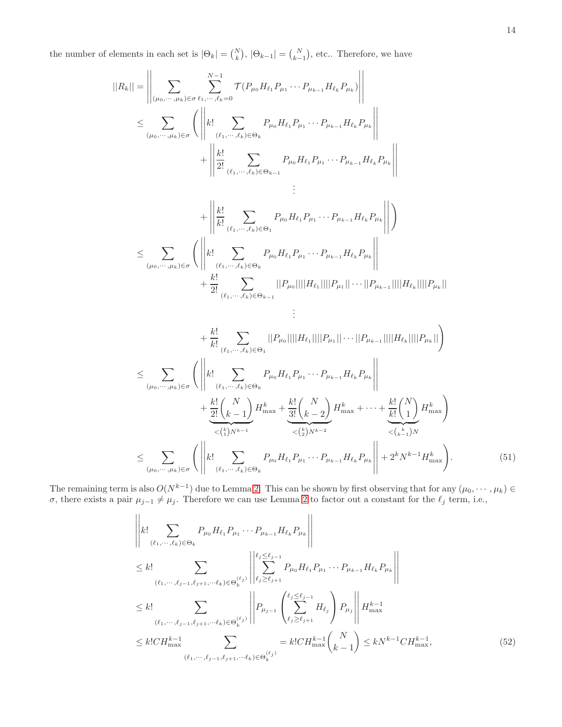the number of elements in each set is $|\Theta_k| = \binom{N}{k}$, $|\Theta_{k-1}| = \binom{N}{k-1}$, etc.. Therefore, we have

$$
\begin{aligned}
||R_k|| &= \left|\left| \sum_{(\mu_0,\cdots,\mu_k)\in\sigma} \sum_{\ell_1,\cdots,\ell_k=0}^{N-1} \mathcal{T}(P_{\mu_0}H_{\ell_1}P_{\mu_1}\cdots P_{\mu_{k-1}}H_{\ell_k}P_{\mu_k}) \right|\right| \\
&\leq \sum_{(\mu_0,\cdots,\mu_k)\in\sigma} \Bigg( \left|\left| k! \sum_{(\ell_1,\cdots,\ell_k)\in\Theta_k} P_{\mu_0}H_{\ell_1}P_{\mu_1}\cdots P_{\mu_{k-1}}H_{\ell_k}P_{\mu_k} \right|\right| \\
&\qquad + \left|\left| \frac{k!}{2!} \sum_{(\ell_1,\cdots,\ell_k)\in\Theta_{k-1}} P_{\mu_0}H_{\ell_1}P_{\mu_1}\cdots P_{\mu_{k-1}}H_{\ell_k}P_{\mu_k} \right|\right| \\
&\qquad\qquad \vdots \\
&\qquad + \left|\left| \frac{k!}{k!} \sum_{(\ell_1,\cdots,\ell_k)\in\Theta_1} P_{\mu_0}H_{\ell_1}P_{\mu_1}\cdots P_{\mu_{k-1}}H_{\ell_k}P_{\mu_k} \right|\right| \Bigg) \\
&\leq \sum_{(\mu_0,\cdots,\mu_k)\in\sigma} \Bigg( \left|\left| k! \sum_{(\ell_1,\cdots,\ell_k)\in\Theta_k} P_{\mu_0}H_{\ell_1}P_{\mu_1}\cdots P_{\mu_{k-1}}H_{\ell_k}P_{\mu_k} \right|\right| \\
&\qquad + \frac{k!}{2!} \sum_{(\ell_1,\cdots,\ell_k)\in\Theta_{k-1}} ||P_{\mu_0}||||H_{\ell_1}||||P_{\mu_1}||\cdots||P_{\mu_{k-1}}||||H_{\ell_k}||||P_{\mu_k}|| \\
&\qquad\qquad \vdots \\
&\qquad + \frac{k!}{k!} \sum_{(\ell_1,\cdots,\ell_k)\in\Theta_1} ||P_{\mu_0}||||H_{\ell_1}||||P_{\mu_1}||\cdots||P_{\mu_{k-1}}||||H_{\ell_k}||||P_{\mu_k}|| \Bigg) \\
&\leq \sum_{(\mu_0,\cdots,\mu_k)\in\sigma} \Bigg( \left|\left| k! \sum_{(\ell_1,\cdots,\ell_k)\in\Theta_k} P_{\mu_0}H_{\ell_1}P_{\mu_1}\cdots P_{\mu_{k-1}}H_{\ell_k}P_{\mu_k} \right|\right| \\
&\qquad + \underbrace{\frac{k!}{2!}\binom{N}{k-1}}_{<\binom{k}{1}N^{k-1}} H_{\max}^k + \underbrace{\frac{k!}{3!}\binom{N}{k-2}}_{<\binom{k}{2}N^{k-2}} H_{\max}^k + \cdots + \underbrace{\frac{k!}{k!}\binom{N}{1}}_{<\binom{k}{k-1}N} H_{\max}^k \Bigg) \\
&\leq \sum_{(\mu_0,\cdots,\mu_k)\in\sigma} \Bigg( \left|\left| k! \sum_{(\ell_1,\cdots,\ell_k)\in\Theta_k} P_{\mu_0}H_{\ell_1}P_{\mu_1}\cdots P_{\mu_{k-1}}H_{\ell_k}P_{\mu_k} \right|\right| + 2^k N^{k-1} H_{\max}^k \Bigg).
\end{aligned} \tag{51}
$$

The remaining term is also $O(N^{k-1})$ due to Lemma 2. This can be shown by first observing that for any $(\mu_0,\cdots,\mu_k)\in\sigma$, there exists a pair $\mu_{j-1}\neq\mu_j$. Therefore we can use Lemma 2 to factor out a constant for the $\ell_j$ term, i.e.,

$$
\begin{aligned}
&\left|\left| k! \sum_{(\ell_1,\cdots,\ell_k)\in\Theta_k} P_{\mu_0}H_{\ell_1}P_{\mu_1}\cdots P_{\mu_{k-1}}H_{\ell_k}P_{\mu_k} \right|\right| \\
&\leq k! \sum_{(\ell_1,\cdots,\ell_{j-1},\ell_{j+1},\cdots\ell_k)\in\Theta_k^{(\ell_j)}} \left|\left| \sum_{\ell_j\geq\ell_{j+1}}^{\ell_j\leq\ell_{j-1}} P_{\mu_0}H_{\ell_1}P_{\mu_1}\cdots P_{\mu_{k-1}}H_{\ell_k}P_{\mu_k} \right|\right| \\
&\leq k! \sum_{(\ell_1,\cdots,\ell_{j-1},\ell_{j+1},\cdots\ell_k)\in\Theta_k^{(\ell_j)}} \left|\left| P_{\mu_{j-1}} \left( \sum_{\ell_j\geq\ell_{j+1}}^{\ell_j\leq\ell_{j-1}} H_{\ell_j} \right) P_{\mu_j} \right|\right| H_{\max}^{k-1} \\
&\leq k! C H_{\max}^{k-1} \sum_{(\ell_1,\cdots,\ell_{j-1},\ell_{j+1},\cdots\ell_k)\in\Theta_k^{(\ell_j)}} = k! C H_{\max}^{k-1} \binom{N}{k-1} \leq k N^{k-1} C H_{\max}^{k-1},
\end{aligned} \tag{52}
$$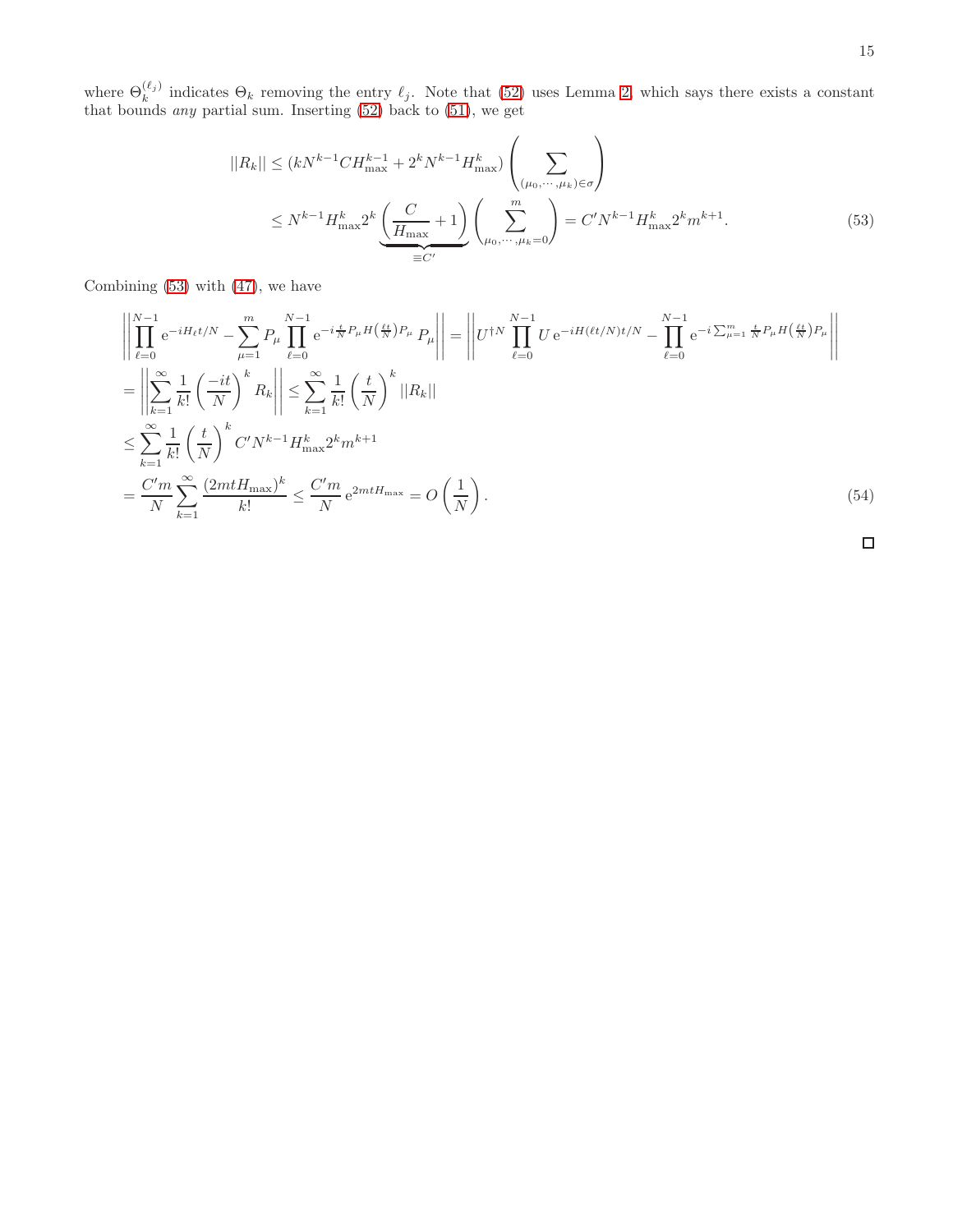where $\Theta_k^{(\ell_j)}$ indicates $\Theta_k$ removing the entry $\ell_j$. Note that (52) uses Lemma 2, which says there exists a constant that bounds *any* partial sum. Inserting (52) back to (51), we get

$$
\begin{aligned}
||R_k|| &\leq (kN^{k-1}CH_{\max}^{k-1} + 2^k N^{k-1}H_{\max}^k)\left(\sum_{(\mu_0,\cdots,\mu_k)\in\sigma}\right) \\
&\leq N^{k-1}H_{\max}^k 2^k \underbrace{\left(\frac{C}{H_{\max}}+1\right)}_{\equiv C'}\left(\sum_{\mu_0,\cdots,\mu_k=0}^{m}\right) = C'N^{k-1}H_{\max}^k 2^k m^{k+1}.
\end{aligned}
\tag{53}
$$

Combining (53) with (47), we have

$$
\begin{aligned}
&\left|\left|\prod_{\ell=0}^{N-1} \mathrm{e}^{-iH_\ell t/N} - \sum_{\mu=1}^{m} P_\mu \prod_{\ell=0}^{N-1} \mathrm{e}^{-i\frac{t}{N}P_\mu H\left(\frac{\ell t}{N}\right)P_\mu} P_\mu\right|\right| = \left|\left|U^{\dagger N}\prod_{\ell=0}^{N-1} U\,\mathrm{e}^{-iH(\ell t/N)t/N} - \prod_{\ell=0}^{N-1}\mathrm{e}^{-i\sum_{\mu=1}^{m}\frac{t}{N}P_\mu H\left(\frac{\ell t}{N}\right)P_\mu}\right|\right| \\
&= \left|\left|\sum_{k=1}^{\infty}\frac{1}{k!}\left(\frac{-it}{N}\right)^k R_k\right|\right| \leq \sum_{k=1}^{\infty}\frac{1}{k!}\left(\frac{t}{N}\right)^k ||R_k|| \\
&\leq \sum_{k=1}^{\infty}\frac{1}{k!}\left(\frac{t}{N}\right)^k C'N^{k-1}H_{\max}^k 2^k m^{k+1} \\
&= \frac{C'm}{N}\sum_{k=1}^{\infty}\frac{(2mtH_{\max})^k}{k!} \leq \frac{C'm}{N}\,\mathrm{e}^{2mtH_{\max}} = O\left(\frac{1}{N}\right).
\end{aligned}
\tag{54}
$$

□